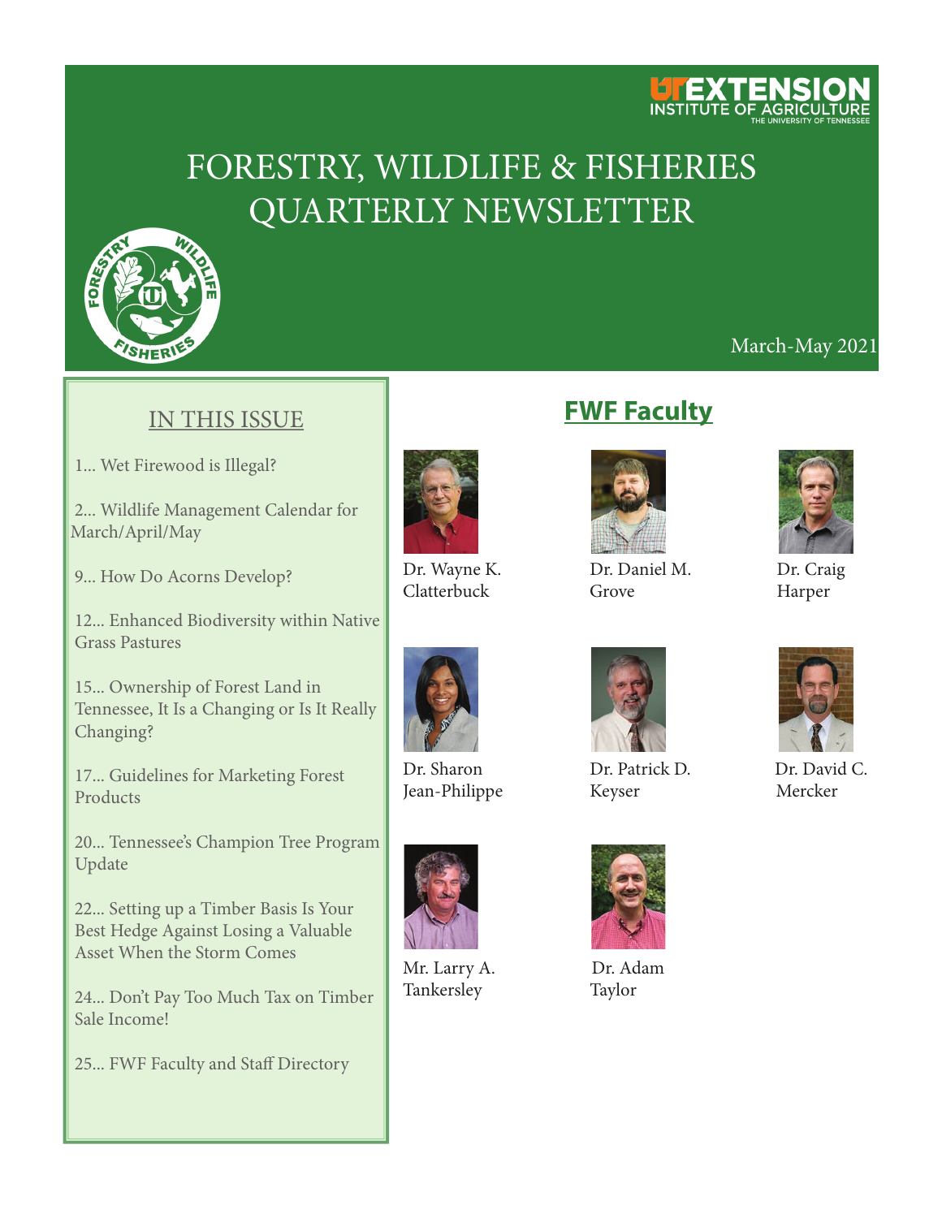UT EXTENSION
INSTITUTE OF AGRICULTURE
THE UNIVERSITY OF TENNESSEE

# FORESTRY, WILDLIFE & FISHERIES QUARTERLY NEWSLETTER

March-May 2021

## IN THIS ISSUE

1... Wet Firewood is Illegal?

2... Wildlife Management Calendar for March/April/May

9... How Do Acorns Develop?

12... Enhanced Biodiversity within Native Grass Pastures

15... Ownership of Forest Land in Tennessee, It Is a Changing or Is It Really Changing?

17... Guidelines for Marketing Forest Products

20... Tennessee's Champion Tree Program Update

22... Setting up a Timber Basis Is Your Best Hedge Against Losing a Valuable Asset When the Storm Comes

24... Don't Pay Too Much Tax on Timber Sale Income!

25... FWF Faculty and Staff Directory

## FWF Faculty

Dr. Wayne K. Clatterbuck

Dr. Daniel M. Grove

Dr. Craig Harper

Dr. Sharon Jean-Philippe

Dr. Patrick D. Keyser

Dr. David C. Mercker

Mr. Larry A. Tankersley

Dr. Adam Taylor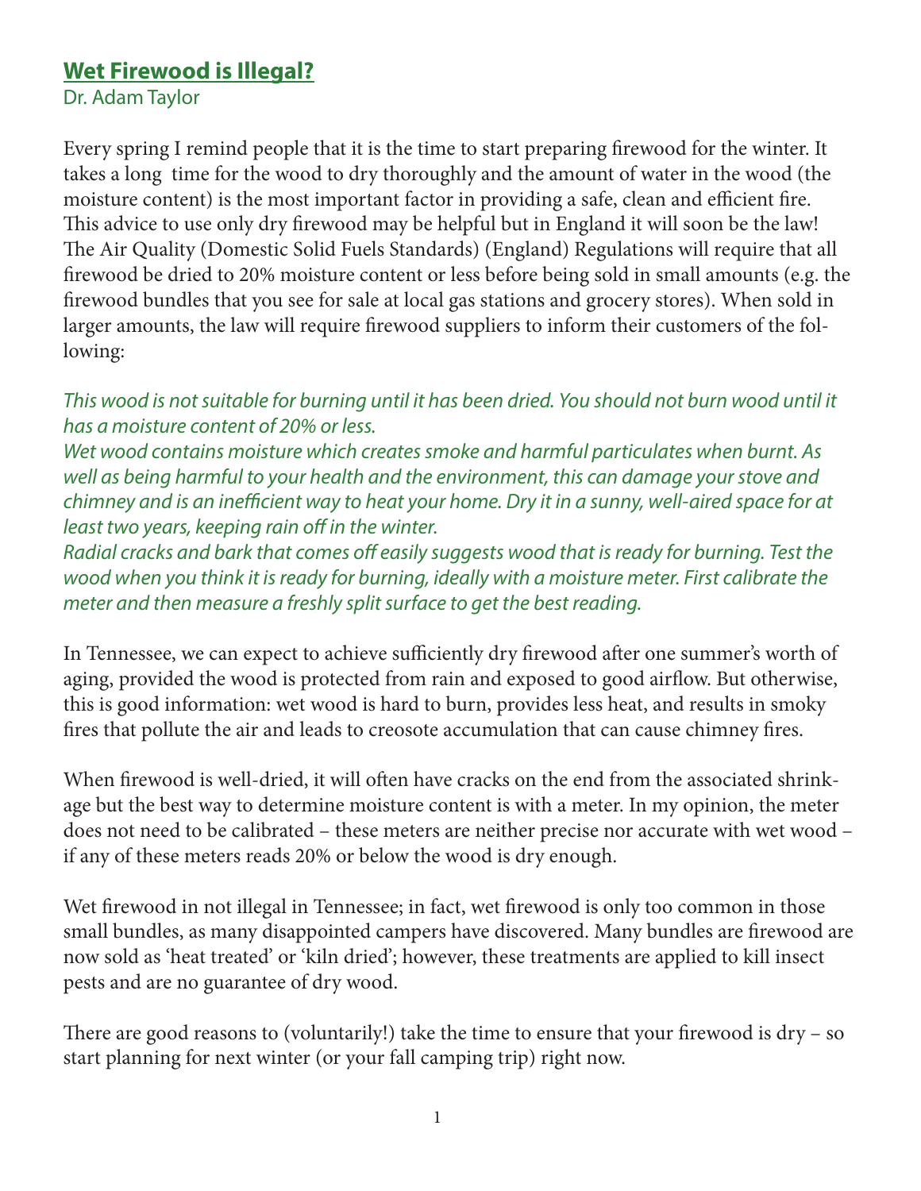## **Wet Firewood is Illegal?**

Dr. Adam Taylor

Every spring I remind people that it is the time to start preparing firewood for the winter. It takes a long time for the wood to dry thoroughly and the amount of water in the wood (the moisture content) is the most important factor in providing a safe, clean and efficient fire. This advice to use only dry firewood may be helpful but in England it will soon be the law! The Air Quality (Domestic Solid Fuels Standards) (England) Regulations will require that all firewood be dried to 20% moisture content or less before being sold in small amounts (e.g. the firewood bundles that you see for sale at local gas stations and grocery stores). When sold in larger amounts, the law will require firewood suppliers to inform their customers of the following:

*This wood is not suitable for burning until it has been dried. You should not burn wood until it has a moisture content of 20% or less.*
*Wet wood contains moisture which creates smoke and harmful particulates when burnt. As well as being harmful to your health and the environment, this can damage your stove and chimney and is an inefficient way to heat your home. Dry it in a sunny, well-aired space for at least two years, keeping rain off in the winter.*
*Radial cracks and bark that comes off easily suggests wood that is ready for burning. Test the wood when you think it is ready for burning, ideally with a moisture meter. First calibrate the meter and then measure a freshly split surface to get the best reading.*

In Tennessee, we can expect to achieve sufficiently dry firewood after one summer's worth of aging, provided the wood is protected from rain and exposed to good airflow. But otherwise, this is good information: wet wood is hard to burn, provides less heat, and results in smoky fires that pollute the air and leads to creosote accumulation that can cause chimney fires.

When firewood is well-dried, it will often have cracks on the end from the associated shrinkage but the best way to determine moisture content is with a meter. In my opinion, the meter does not need to be calibrated – these meters are neither precise nor accurate with wet wood – if any of these meters reads 20% or below the wood is dry enough.

Wet firewood in not illegal in Tennessee; in fact, wet firewood is only too common in those small bundles, as many disappointed campers have discovered. Many bundles are firewood are now sold as 'heat treated' or 'kiln dried'; however, these treatments are applied to kill insect pests and are no guarantee of dry wood.

There are good reasons to (voluntarily!) take the time to ensure that your firewood is dry – so start planning for next winter (or your fall camping trip) right now.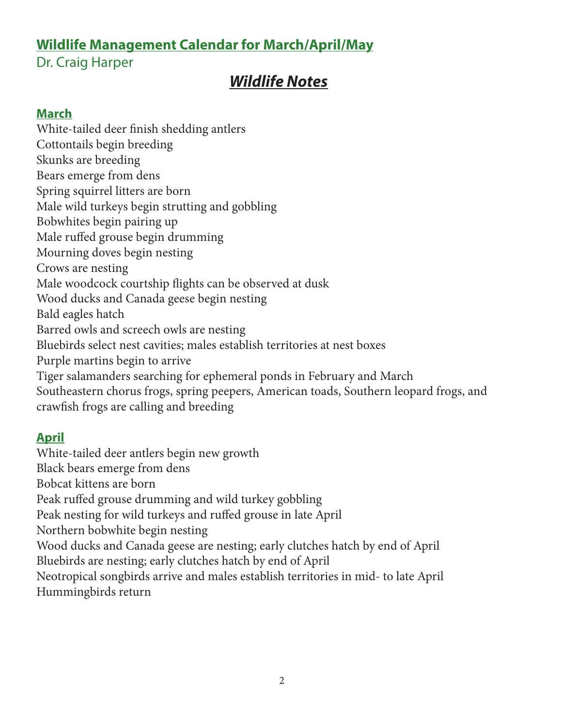## Wildlife Management Calendar for March/April/May

Dr. Craig Harper

# *Wildlife Notes*

### March

White-tailed deer finish shedding antlers
Cottontails begin breeding
Skunks are breeding
Bears emerge from dens
Spring squirrel litters are born
Male wild turkeys begin strutting and gobbling
Bobwhites begin pairing up
Male ruffed grouse begin drumming
Mourning doves begin nesting
Crows are nesting
Male woodcock courtship flights can be observed at dusk
Wood ducks and Canada geese begin nesting
Bald eagles hatch
Barred owls and screech owls are nesting
Bluebirds select nest cavities; males establish territories at nest boxes
Purple martins begin to arrive
Tiger salamanders searching for ephemeral ponds in February and March
Southeastern chorus frogs, spring peepers, American toads, Southern leopard frogs, and crawfish frogs are calling and breeding

### April

White-tailed deer antlers begin new growth
Black bears emerge from dens
Bobcat kittens are born
Peak ruffed grouse drumming and wild turkey gobbling
Peak nesting for wild turkeys and ruffed grouse in late April
Northern bobwhite begin nesting
Wood ducks and Canada geese are nesting; early clutches hatch by end of April
Bluebirds are nesting; early clutches hatch by end of April
Neotropical songbirds arrive and males establish territories in mid- to late April
Hummingbirds return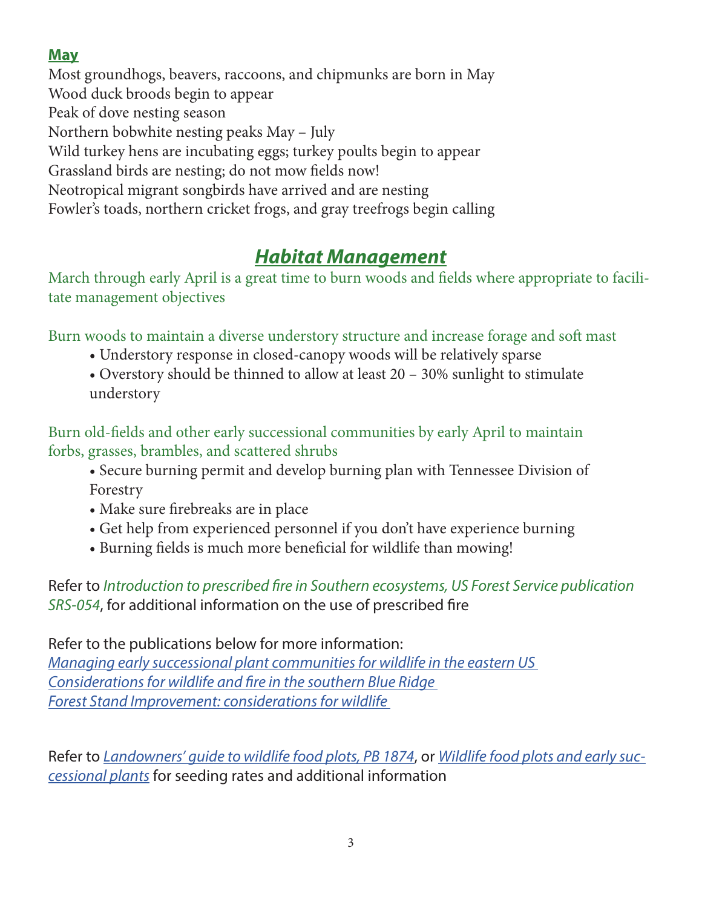## May

Most groundhogs, beavers, raccoons, and chipmunks are born in May
Wood duck broods begin to appear
Peak of dove nesting season
Northern bobwhite nesting peaks May – July
Wild turkey hens are incubating eggs; turkey poults begin to appear
Grassland birds are nesting; do not mow fields now!
Neotropical migrant songbirds have arrived and are nesting
Fowler's toads, northern cricket frogs, and gray treefrogs begin calling

# *Habitat Management*

March through early April is a great time to burn woods and fields where appropriate to facilitate management objectives

Burn woods to maintain a diverse understory structure and increase forage and soft mast

- Understory response in closed-canopy woods will be relatively sparse
- Overstory should be thinned to allow at least 20 – 30% sunlight to stimulate understory

Burn old-fields and other early successional communities by early April to maintain forbs, grasses, brambles, and scattered shrubs

- Secure burning permit and develop burning plan with Tennessee Division of Forestry
- Make sure firebreaks are in place
- Get help from experienced personnel if you don't have experience burning
- Burning fields is much more beneficial for wildlife than mowing!

Refer to *Introduction to prescribed fire in Southern ecosystems, US Forest Service publication SRS-054*, for additional information on the use of prescribed fire

Refer to the publications below for more information:
*Managing early successional plant communities for wildlife in the eastern US*
*Considerations for wildlife and fire in the southern Blue Ridge*
*Forest Stand Improvement: considerations for wildlife*

Refer to *Landowners' guide to wildlife food plots, PB 1874*, or *Wildlife food plots and early successional plants* for seeding rates and additional information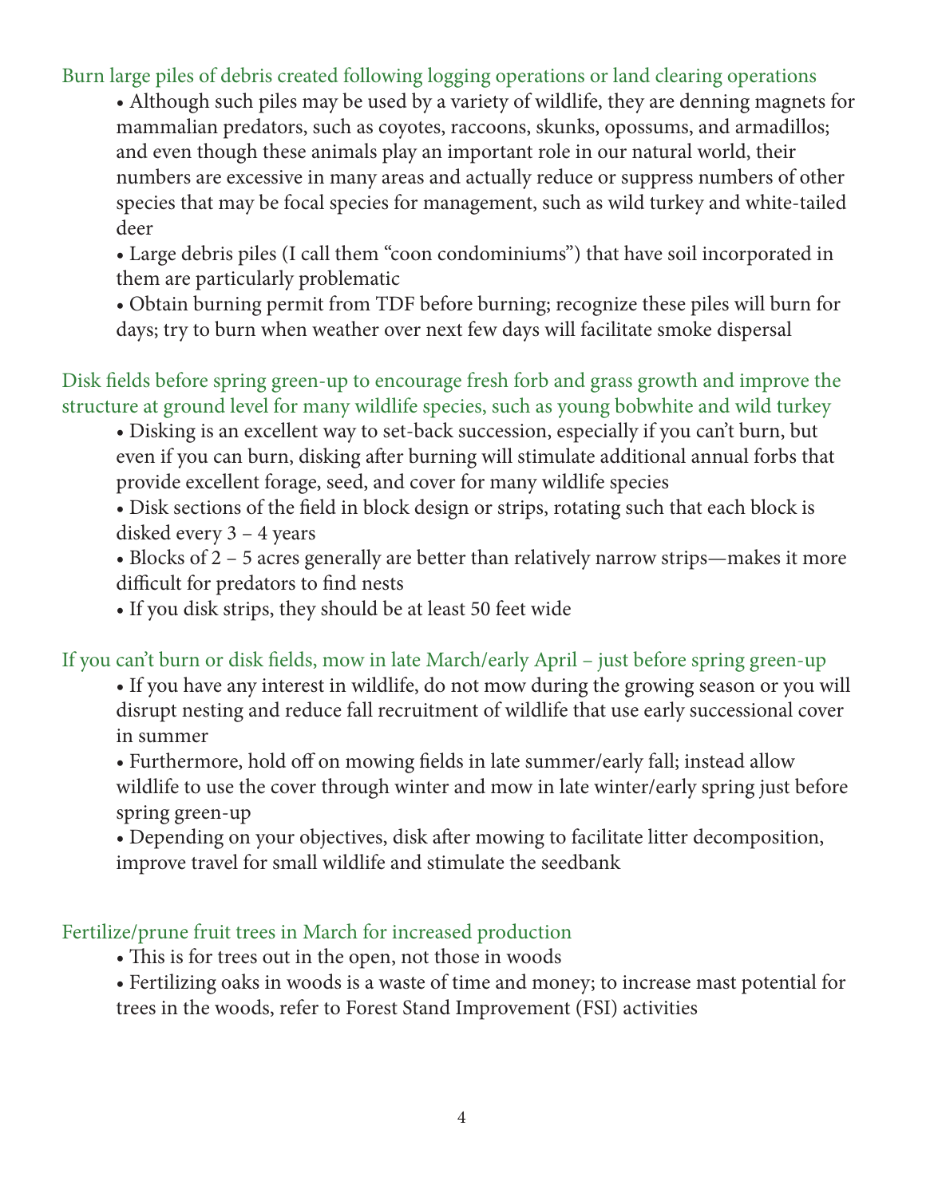### Burn large piles of debris created following logging operations or land clearing operations

- Although such piles may be used by a variety of wildlife, they are denning magnets for mammalian predators, such as coyotes, raccoons, skunks, opossums, and armadillos; and even though these animals play an important role in our natural world, their numbers are excessive in many areas and actually reduce or suppress numbers of other species that may be focal species for management, such as wild turkey and white-tailed deer
- Large debris piles (I call them "coon condominiums") that have soil incorporated in them are particularly problematic
- Obtain burning permit from TDF before burning; recognize these piles will burn for days; try to burn when weather over next few days will facilitate smoke dispersal

### Disk fields before spring green-up to encourage fresh forb and grass growth and improve the structure at ground level for many wildlife species, such as young bobwhite and wild turkey

- Disking is an excellent way to set-back succession, especially if you can't burn, but even if you can burn, disking after burning will stimulate additional annual forbs that provide excellent forage, seed, and cover for many wildlife species
- Disk sections of the field in block design or strips, rotating such that each block is disked every 3 – 4 years
- Blocks of 2 – 5 acres generally are better than relatively narrow strips—makes it more difficult for predators to find nests
- If you disk strips, they should be at least 50 feet wide

### If you can't burn or disk fields, mow in late March/early April – just before spring green-up

- If you have any interest in wildlife, do not mow during the growing season or you will disrupt nesting and reduce fall recruitment of wildlife that use early successional cover in summer
- Furthermore, hold off on mowing fields in late summer/early fall; instead allow wildlife to use the cover through winter and mow in late winter/early spring just before spring green-up
- Depending on your objectives, disk after mowing to facilitate litter decomposition, improve travel for small wildlife and stimulate the seedbank

### Fertilize/prune fruit trees in March for increased production

- This is for trees out in the open, not those in woods
- Fertilizing oaks in woods is a waste of time and money; to increase mast potential for trees in the woods, refer to Forest Stand Improvement (FSI) activities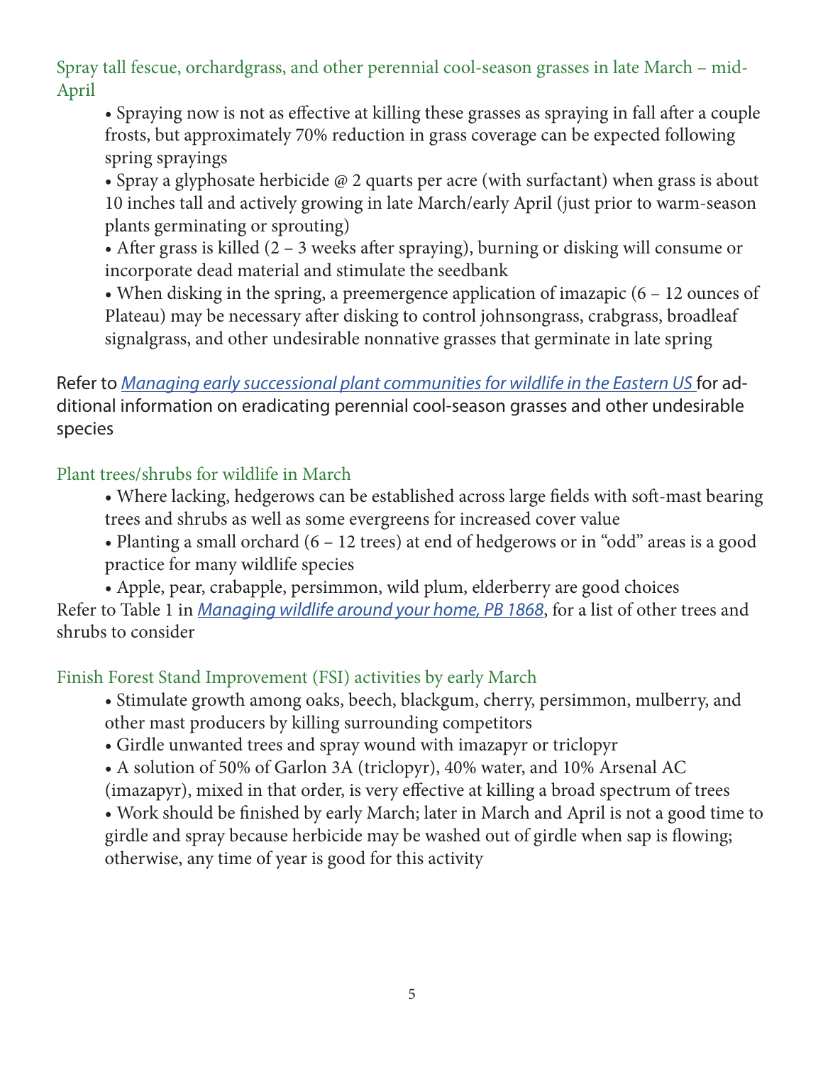### Spray tall fescue, orchardgrass, and other perennial cool-season grasses in late March – mid-April

- Spraying now is not as effective at killing these grasses as spraying in fall after a couple frosts, but approximately 70% reduction in grass coverage can be expected following spring sprayings
- Spray a glyphosate herbicide @ 2 quarts per acre (with surfactant) when grass is about 10 inches tall and actively growing in late March/early April (just prior to warm-season plants germinating or sprouting)
- After grass is killed (2 – 3 weeks after spraying), burning or disking will consume or incorporate dead material and stimulate the seedbank
- When disking in the spring, a preemergence application of imazapic (6 – 12 ounces of Plateau) may be necessary after disking to control johnsongrass, crabgrass, broadleaf signalgrass, and other undesirable nonnative grasses that germinate in late spring

Refer to *Managing early successional plant communities for wildlife in the Eastern US* for additional information on eradicating perennial cool-season grasses and other undesirable species

### Plant trees/shrubs for wildlife in March

- Where lacking, hedgerows can be established across large fields with soft-mast bearing trees and shrubs as well as some evergreens for increased cover value
- Planting a small orchard (6 – 12 trees) at end of hedgerows or in "odd" areas is a good practice for many wildlife species
- Apple, pear, crabapple, persimmon, wild plum, elderberry are good choices

Refer to Table 1 in *Managing wildlife around your home, PB 1868*, for a list of other trees and shrubs to consider

### Finish Forest Stand Improvement (FSI) activities by early March

- Stimulate growth among oaks, beech, blackgum, cherry, persimmon, mulberry, and other mast producers by killing surrounding competitors
- Girdle unwanted trees and spray wound with imazapyr or triclopyr
- A solution of 50% of Garlon 3A (triclopyr), 40% water, and 10% Arsenal AC (imazapyr), mixed in that order, is very effective at killing a broad spectrum of trees
- Work should be finished by early March; later in March and April is not a good time to girdle and spray because herbicide may be washed out of girdle when sap is flowing; otherwise, any time of year is good for this activity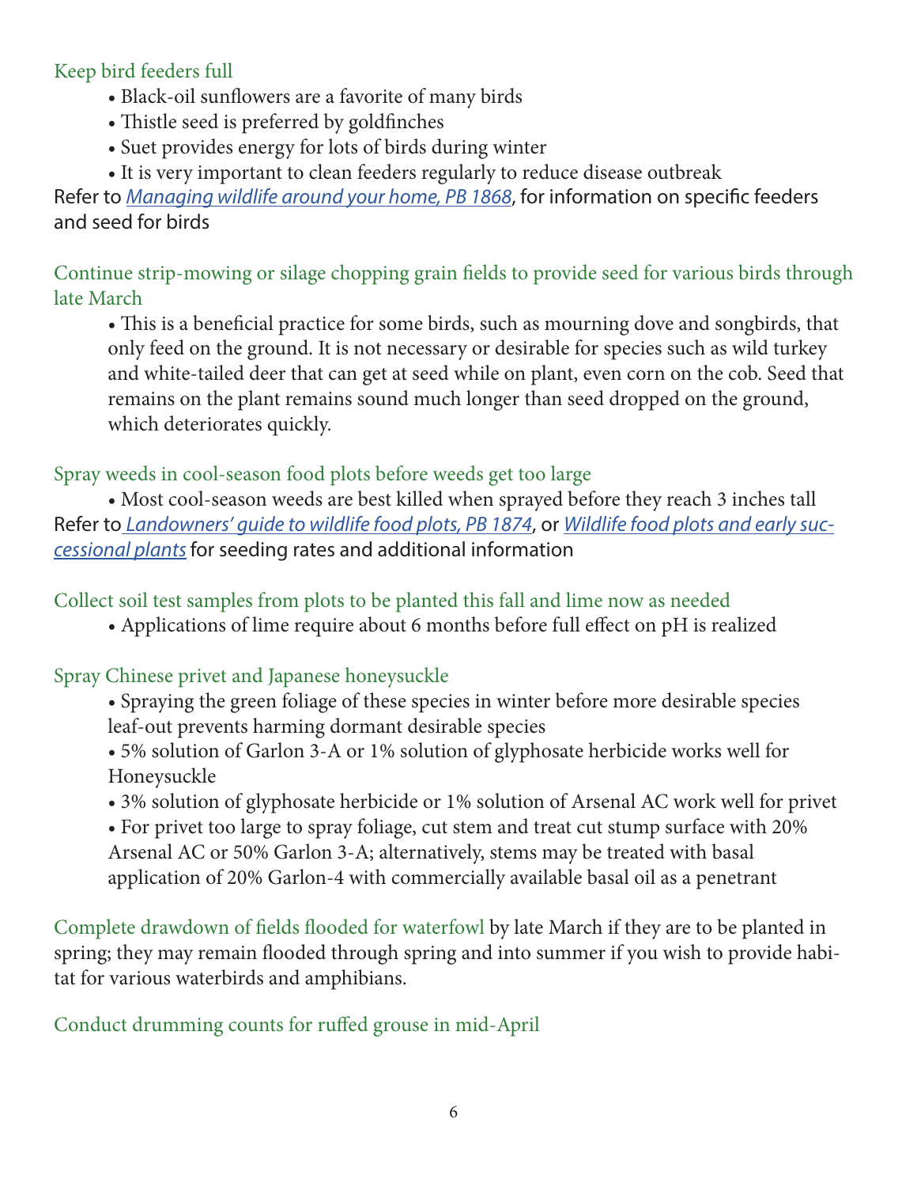### Keep bird feeders full

- Black-oil sunflowers are a favorite of many birds
- Thistle seed is preferred by goldfinches
- Suet provides energy for lots of birds during winter
- It is very important to clean feeders regularly to reduce disease outbreak

Refer to *Managing wildlife around your home, PB 1868*, for information on specific feeders and seed for birds

### Continue strip-mowing or silage chopping grain fields to provide seed for various birds through late March

- This is a beneficial practice for some birds, such as mourning dove and songbirds, that only feed on the ground. It is not necessary or desirable for species such as wild turkey and white-tailed deer that can get at seed while on plant, even corn on the cob. Seed that remains on the plant remains sound much longer than seed dropped on the ground, which deteriorates quickly.

### Spray weeds in cool-season food plots before weeds get too large

- Most cool-season weeds are best killed when sprayed before they reach 3 inches tall

Refer to *Landowners' guide to wildlife food plots, PB 1874*, or *Wildlife food plots and early successional plants* for seeding rates and additional information

### Collect soil test samples from plots to be planted this fall and lime now as needed

- Applications of lime require about 6 months before full effect on pH is realized

### Spray Chinese privet and Japanese honeysuckle

- Spraying the green foliage of these species in winter before more desirable species leaf-out prevents harming dormant desirable species
- 5% solution of Garlon 3-A or 1% solution of glyphosate herbicide works well for Honeysuckle
- 3% solution of glyphosate herbicide or 1% solution of Arsenal AC work well for privet
- For privet too large to spray foliage, cut stem and treat cut stump surface with 20% Arsenal AC or 50% Garlon 3-A; alternatively, stems may be treated with basal application of 20% Garlon-4 with commercially available basal oil as a penetrant

**Complete drawdown of fields flooded for waterfowl** by late March if they are to be planted in spring; they may remain flooded through spring and into summer if you wish to provide habitat for various waterbirds and amphibians.

### Conduct drumming counts for ruffed grouse in mid-April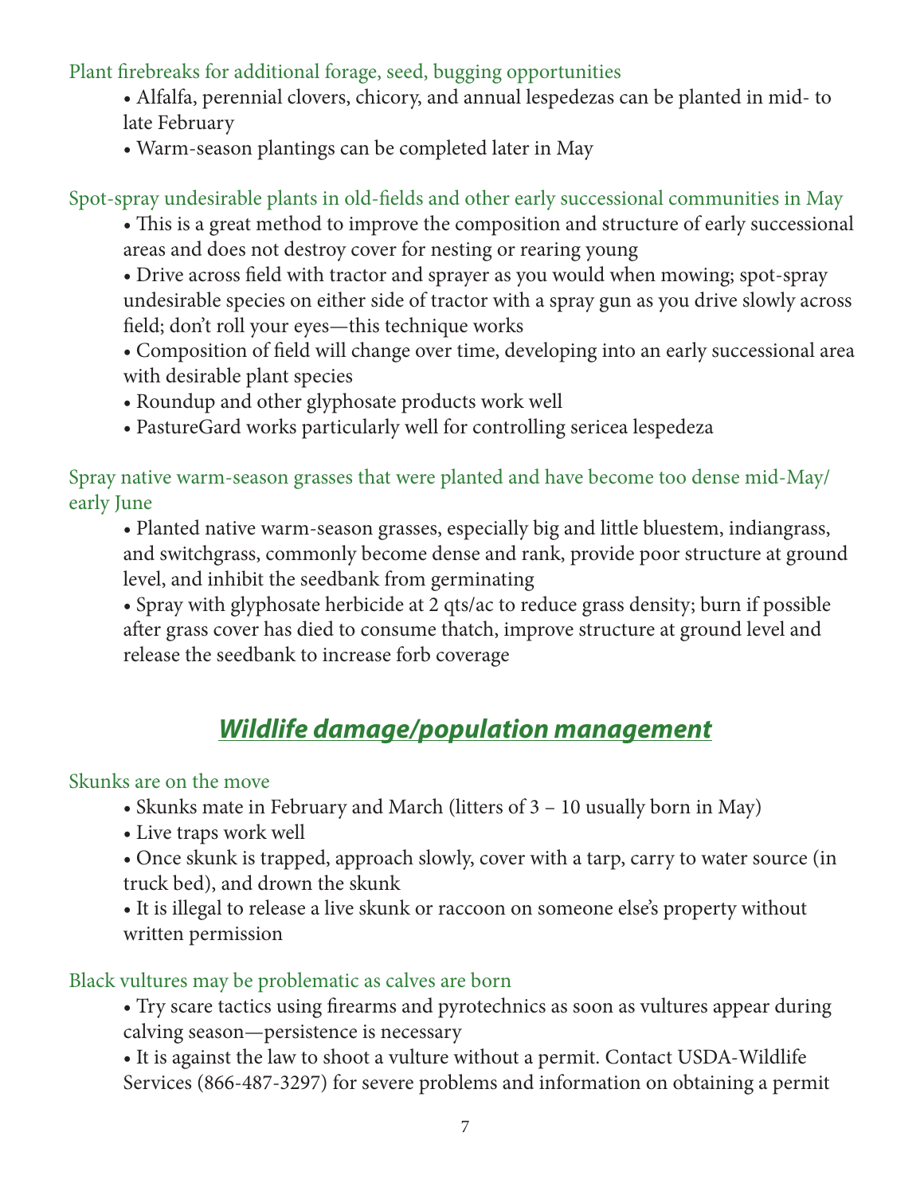### Plant firebreaks for additional forage, seed, bugging opportunities

- Alfalfa, perennial clovers, chicory, and annual lespedezas can be planted in mid- to late February
- Warm-season plantings can be completed later in May

### Spot-spray undesirable plants in old-fields and other early successional communities in May

- This is a great method to improve the composition and structure of early successional areas and does not destroy cover for nesting or rearing young
- Drive across field with tractor and sprayer as you would when mowing; spot-spray undesirable species on either side of tractor with a spray gun as you drive slowly across field; don't roll your eyes—this technique works
- Composition of field will change over time, developing into an early successional area with desirable plant species
- Roundup and other glyphosate products work well
- PastureGard works particularly well for controlling sericea lespedeza

### Spray native warm-season grasses that were planted and have become too dense mid-May/early June

- Planted native warm-season grasses, especially big and little bluestem, indiangrass, and switchgrass, commonly become dense and rank, provide poor structure at ground level, and inhibit the seedbank from germinating
- Spray with glyphosate herbicide at 2 qts/ac to reduce grass density; burn if possible after grass cover has died to consume thatch, improve structure at ground level and release the seedbank to increase forb coverage

## ***Wildlife damage/population management***

### Skunks are on the move

- Skunks mate in February and March (litters of 3 – 10 usually born in May)
- Live traps work well
- Once skunk is trapped, approach slowly, cover with a tarp, carry to water source (in truck bed), and drown the skunk
- It is illegal to release a live skunk or raccoon on someone else's property without written permission

### Black vultures may be problematic as calves are born

- Try scare tactics using firearms and pyrotechnics as soon as vultures appear during calving season—persistence is necessary
- It is against the law to shoot a vulture without a permit. Contact USDA-Wildlife Services (866-487-3297) for severe problems and information on obtaining a permit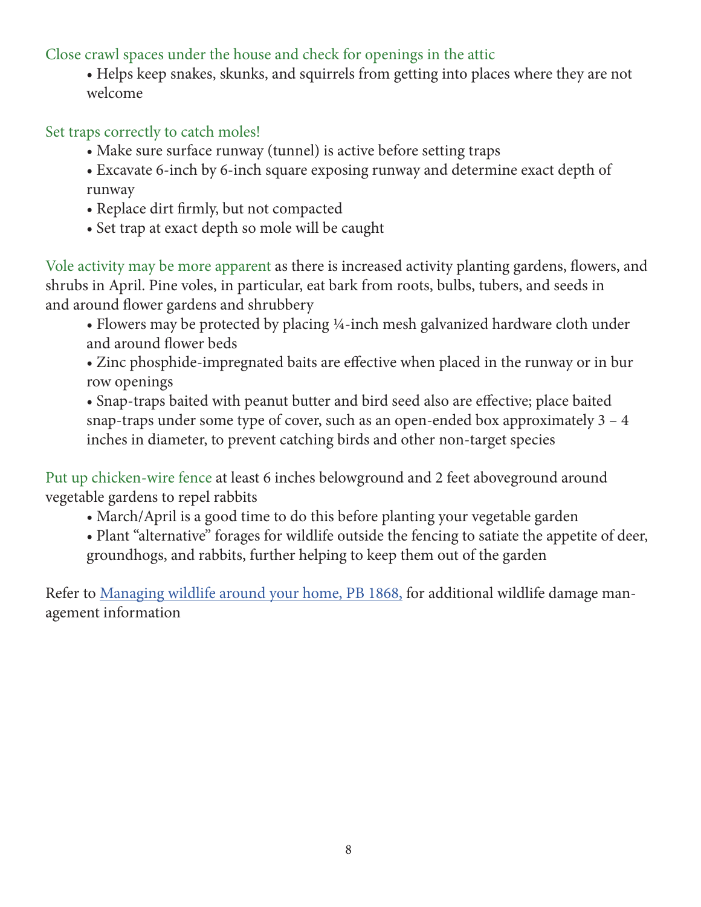Close crawl spaces under the house and check for openings in the attic

- Helps keep snakes, skunks, and squirrels from getting into places where they are not welcome

Set traps correctly to catch moles!

- Make sure surface runway (tunnel) is active before setting traps
- Excavate 6-inch by 6-inch square exposing runway and determine exact depth of runway
- Replace dirt firmly, but not compacted
- Set trap at exact depth so mole will be caught

Vole activity may be more apparent as there is increased activity planting gardens, flowers, and shrubs in April. Pine voles, in particular, eat bark from roots, bulbs, tubers, and seeds in and around flower gardens and shrubbery

- Flowers may be protected by placing ¼-inch mesh galvanized hardware cloth under and around flower beds
- Zinc phosphide-impregnated baits are effective when placed in the runway or in bur row openings
- Snap-traps baited with peanut butter and bird seed also are effective; place baited snap-traps under some type of cover, such as an open-ended box approximately 3 – 4 inches in diameter, to prevent catching birds and other non-target species

Put up chicken-wire fence at least 6 inches belowground and 2 feet aboveground around vegetable gardens to repel rabbits

- March/April is a good time to do this before planting your vegetable garden
- Plant "alternative" forages for wildlife outside the fencing to satiate the appetite of deer, groundhogs, and rabbits, further helping to keep them out of the garden

Refer to [Managing wildlife around your home, PB 1868,]() for additional wildlife damage management information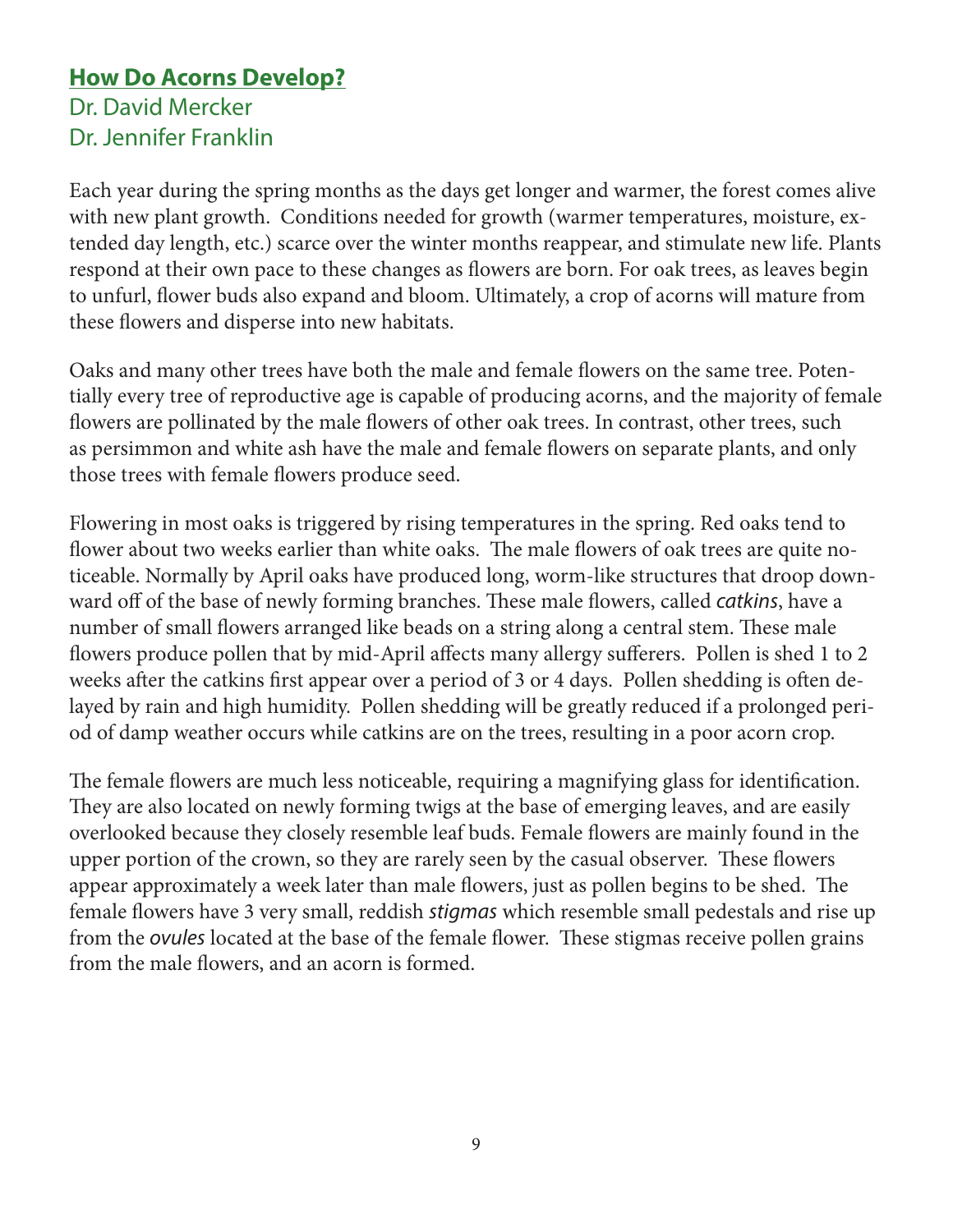## **How Do Acorns Develop?**

Dr. David Mercker
Dr. Jennifer Franklin

Each year during the spring months as the days get longer and warmer, the forest comes alive with new plant growth. Conditions needed for growth (warmer temperatures, moisture, extended day length, etc.) scarce over the winter months reappear, and stimulate new life. Plants respond at their own pace to these changes as flowers are born. For oak trees, as leaves begin to unfurl, flower buds also expand and bloom. Ultimately, a crop of acorns will mature from these flowers and disperse into new habitats.

Oaks and many other trees have both the male and female flowers on the same tree. Potentially every tree of reproductive age is capable of producing acorns, and the majority of female flowers are pollinated by the male flowers of other oak trees. In contrast, other trees, such as persimmon and white ash have the male and female flowers on separate plants, and only those trees with female flowers produce seed.

Flowering in most oaks is triggered by rising temperatures in the spring. Red oaks tend to flower about two weeks earlier than white oaks. The male flowers of oak trees are quite noticeable. Normally by April oaks have produced long, worm-like structures that droop downward off of the base of newly forming branches. These male flowers, called *catkins*, have a number of small flowers arranged like beads on a string along a central stem. These male flowers produce pollen that by mid-April affects many allergy sufferers. Pollen is shed 1 to 2 weeks after the catkins first appear over a period of 3 or 4 days. Pollen shedding is often delayed by rain and high humidity. Pollen shedding will be greatly reduced if a prolonged period of damp weather occurs while catkins are on the trees, resulting in a poor acorn crop.

The female flowers are much less noticeable, requiring a magnifying glass for identification. They are also located on newly forming twigs at the base of emerging leaves, and are easily overlooked because they closely resemble leaf buds. Female flowers are mainly found in the upper portion of the crown, so they are rarely seen by the casual observer. These flowers appear approximately a week later than male flowers, just as pollen begins to be shed. The female flowers have 3 very small, reddish *stigmas* which resemble small pedestals and rise up from the *ovules* located at the base of the female flower. These stigmas receive pollen grains from the male flowers, and an acorn is formed.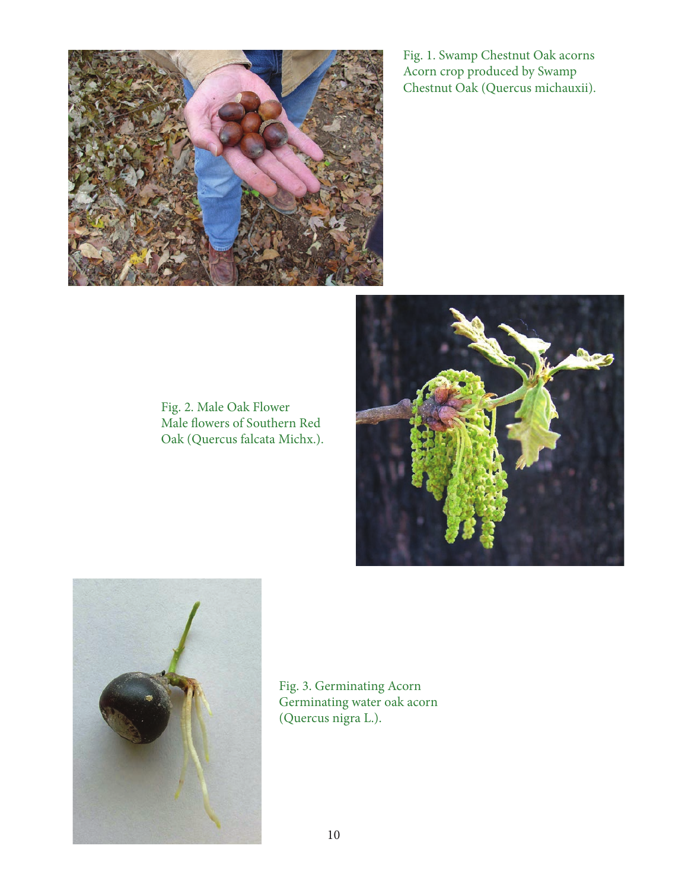Fig. 1. Swamp Chestnut Oak acorns
Acorn crop produced by Swamp Chestnut Oak (Quercus michauxii).

Fig. 2. Male Oak Flower
Male flowers of Southern Red Oak (Quercus falcata Michx.).

Fig. 3. Germinating Acorn
Germinating water oak acorn (Quercus nigra L.).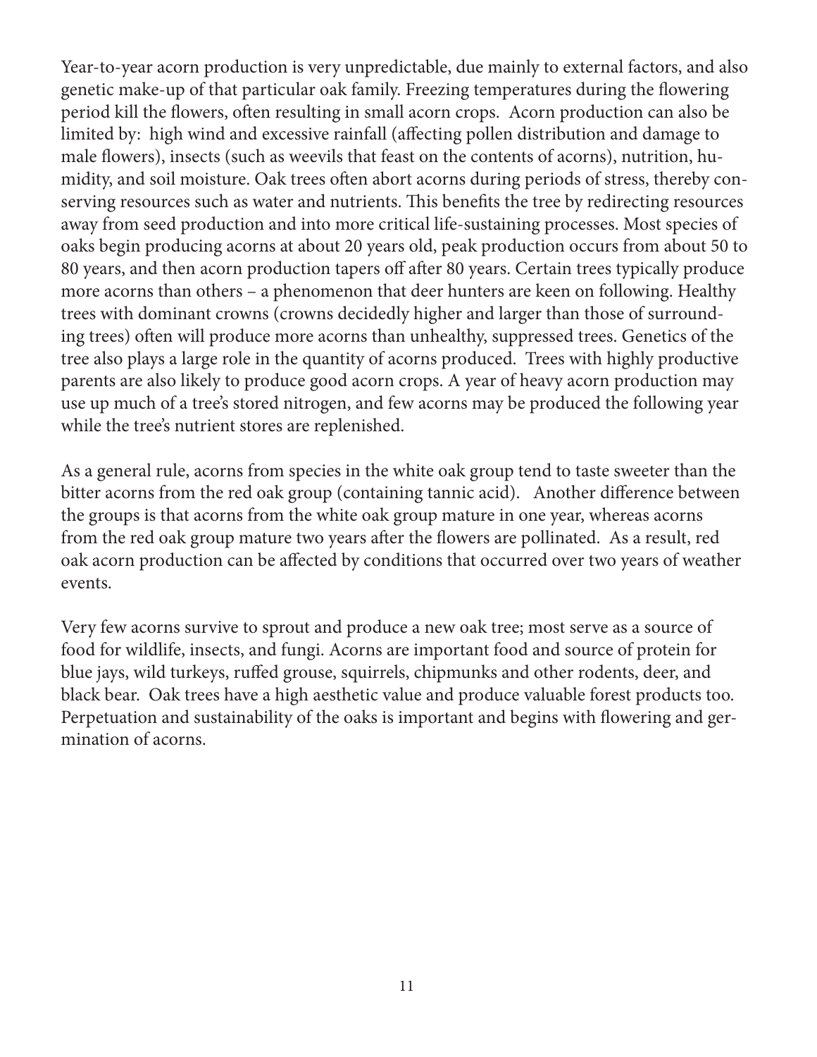Year-to-year acorn production is very unpredictable, due mainly to external factors, and also genetic make-up of that particular oak family. Freezing temperatures during the flowering period kill the flowers, often resulting in small acorn crops. Acorn production can also be limited by: high wind and excessive rainfall (affecting pollen distribution and damage to male flowers), insects (such as weevils that feast on the contents of acorns), nutrition, humidity, and soil moisture. Oak trees often abort acorns during periods of stress, thereby conserving resources such as water and nutrients. This benefits the tree by redirecting resources away from seed production and into more critical life-sustaining processes. Most species of oaks begin producing acorns at about 20 years old, peak production occurs from about 50 to 80 years, and then acorn production tapers off after 80 years. Certain trees typically produce more acorns than others – a phenomenon that deer hunters are keen on following. Healthy trees with dominant crowns (crowns decidedly higher and larger than those of surrounding trees) often will produce more acorns than unhealthy, suppressed trees. Genetics of the tree also plays a large role in the quantity of acorns produced. Trees with highly productive parents are also likely to produce good acorn crops. A year of heavy acorn production may use up much of a tree's stored nitrogen, and few acorns may be produced the following year while the tree's nutrient stores are replenished.

As a general rule, acorns from species in the white oak group tend to taste sweeter than the bitter acorns from the red oak group (containing tannic acid). Another difference between the groups is that acorns from the white oak group mature in one year, whereas acorns from the red oak group mature two years after the flowers are pollinated. As a result, red oak acorn production can be affected by conditions that occurred over two years of weather events.

Very few acorns survive to sprout and produce a new oak tree; most serve as a source of food for wildlife, insects, and fungi. Acorns are important food and source of protein for blue jays, wild turkeys, ruffed grouse, squirrels, chipmunks and other rodents, deer, and black bear. Oak trees have a high aesthetic value and produce valuable forest products too. Perpetuation and sustainability of the oaks is important and begins with flowering and germination of acorns.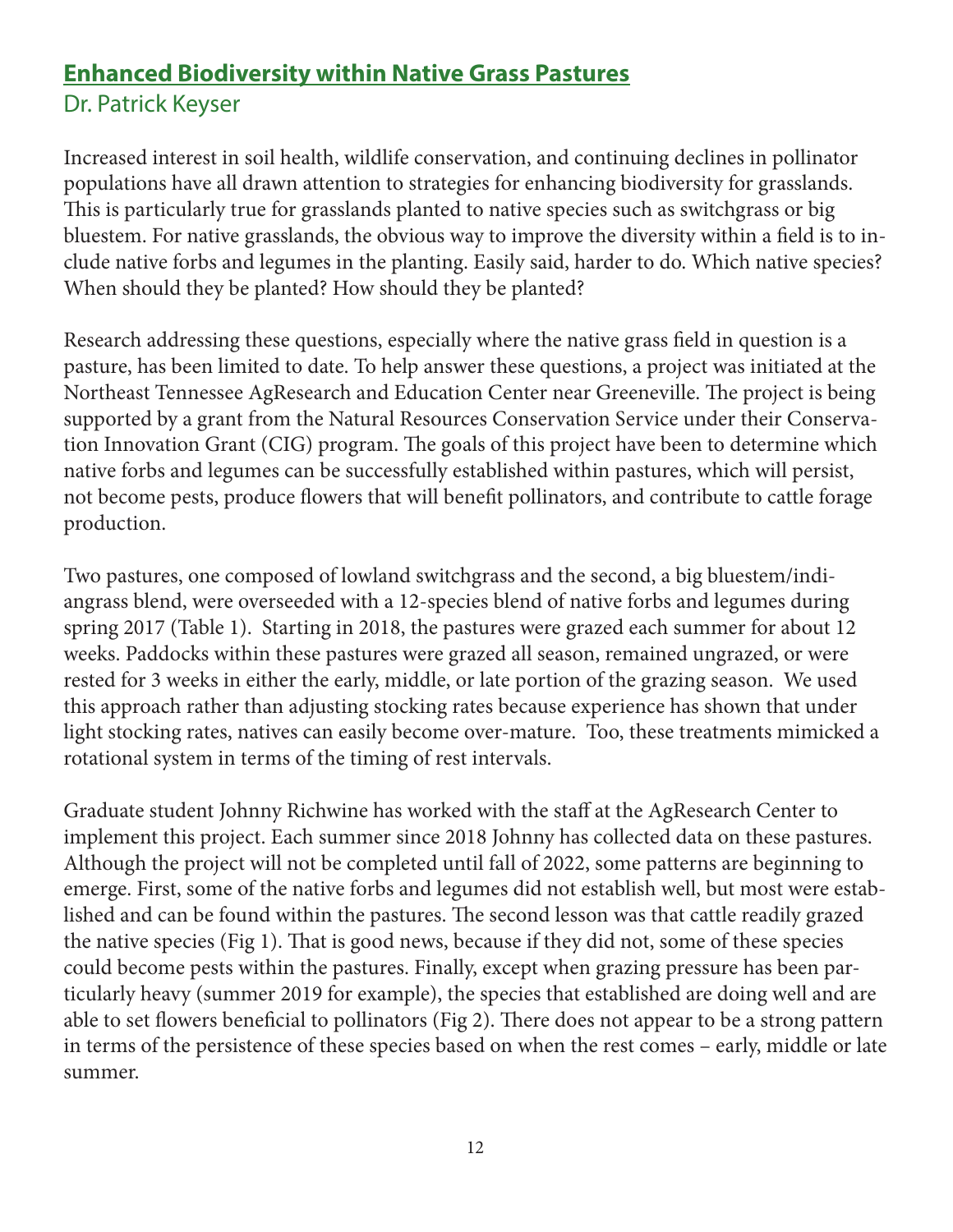## Enhanced Biodiversity within Native Grass Pastures

Dr. Patrick Keyser

Increased interest in soil health, wildlife conservation, and continuing declines in pollinator populations have all drawn attention to strategies for enhancing biodiversity for grasslands. This is particularly true for grasslands planted to native species such as switchgrass or big bluestem. For native grasslands, the obvious way to improve the diversity within a field is to include native forbs and legumes in the planting. Easily said, harder to do. Which native species? When should they be planted? How should they be planted?

Research addressing these questions, especially where the native grass field in question is a pasture, has been limited to date. To help answer these questions, a project was initiated at the Northeast Tennessee AgResearch and Education Center near Greeneville. The project is being supported by a grant from the Natural Resources Conservation Service under their Conservation Innovation Grant (CIG) program. The goals of this project have been to determine which native forbs and legumes can be successfully established within pastures, which will persist, not become pests, produce flowers that will benefit pollinators, and contribute to cattle forage production.

Two pastures, one composed of lowland switchgrass and the second, a big bluestem/indiangrass blend, were overseeded with a 12-species blend of native forbs and legumes during spring 2017 (Table 1). Starting in 2018, the pastures were grazed each summer for about 12 weeks. Paddocks within these pastures were grazed all season, remained ungrazed, or were rested for 3 weeks in either the early, middle, or late portion of the grazing season. We used this approach rather than adjusting stocking rates because experience has shown that under light stocking rates, natives can easily become over-mature. Too, these treatments mimicked a rotational system in terms of the timing of rest intervals.

Graduate student Johnny Richwine has worked with the staff at the AgResearch Center to implement this project. Each summer since 2018 Johnny has collected data on these pastures. Although the project will not be completed until fall of 2022, some patterns are beginning to emerge. First, some of the native forbs and legumes did not establish well, but most were established and can be found within the pastures. The second lesson was that cattle readily grazed the native species (Fig 1). That is good news, because if they did not, some of these species could become pests within the pastures. Finally, except when grazing pressure has been particularly heavy (summer 2019 for example), the species that established are doing well and are able to set flowers beneficial to pollinators (Fig 2). There does not appear to be a strong pattern in terms of the persistence of these species based on when the rest comes – early, middle or late summer.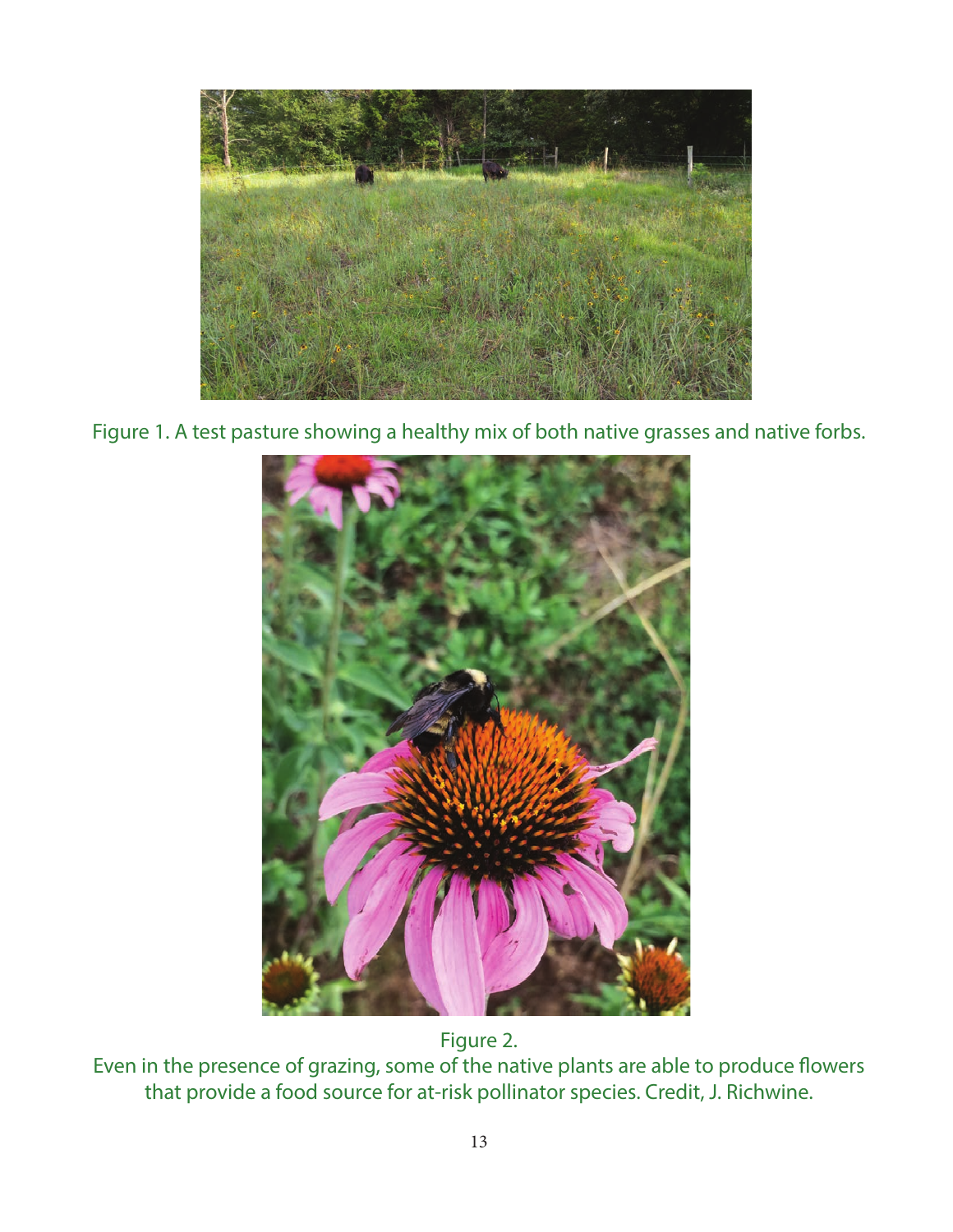Figure 1. A test pasture showing a healthy mix of both native grasses and native forbs.

Figure 2.
Even in the presence of grazing, some of the native plants are able to produce flowers that provide a food source for at-risk pollinator species. Credit, J. Richwine.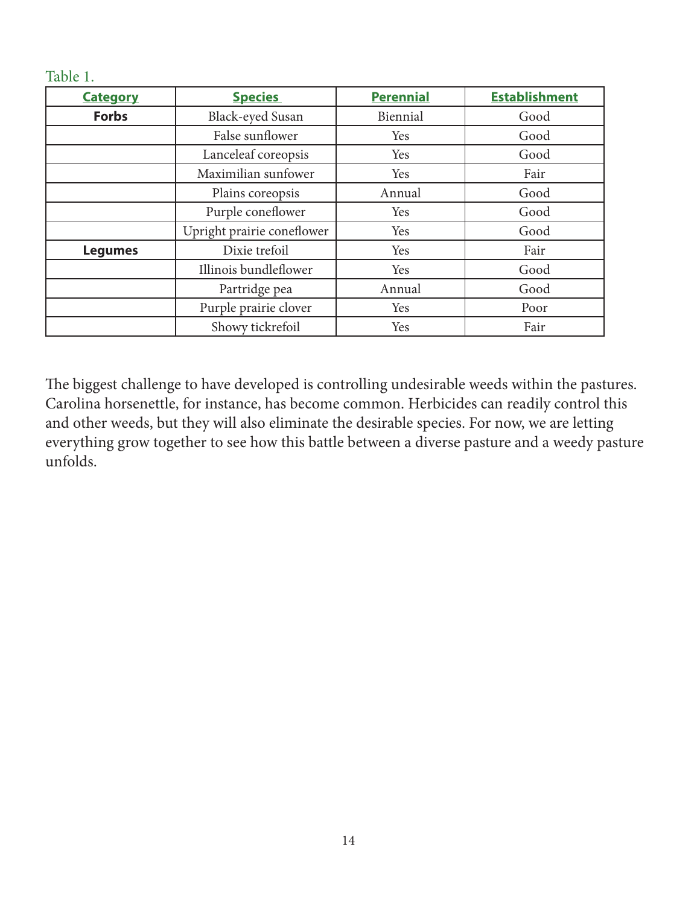Table 1.

| Category | Species | Perennial | Establishment |
|---|---|---|---|
| **Forbs** | Black-eyed Susan | Biennial | Good |
| | False sunflower | Yes | Good |
| | Lanceleaf coreopsis | Yes | Good |
| | Maximilian sunfower | Yes | Fair |
| | Plains coreopsis | Annual | Good |
| | Purple coneflower | Yes | Good |
| | Upright prairie coneflower | Yes | Good |
| **Legumes** | Dixie trefoil | Yes | Fair |
| | Illinois bundleflower | Yes | Good |
| | Partridge pea | Annual | Good |
| | Purple prairie clover | Yes | Poor |
| | Showy tickrefoil | Yes | Fair |

The biggest challenge to have developed is controlling undesirable weeds within the pastures. Carolina horsenettle, for instance, has become common. Herbicides can readily control this and other weeds, but they will also eliminate the desirable species. For now, we are letting everything grow together to see how this battle between a diverse pasture and a weedy pasture unfolds.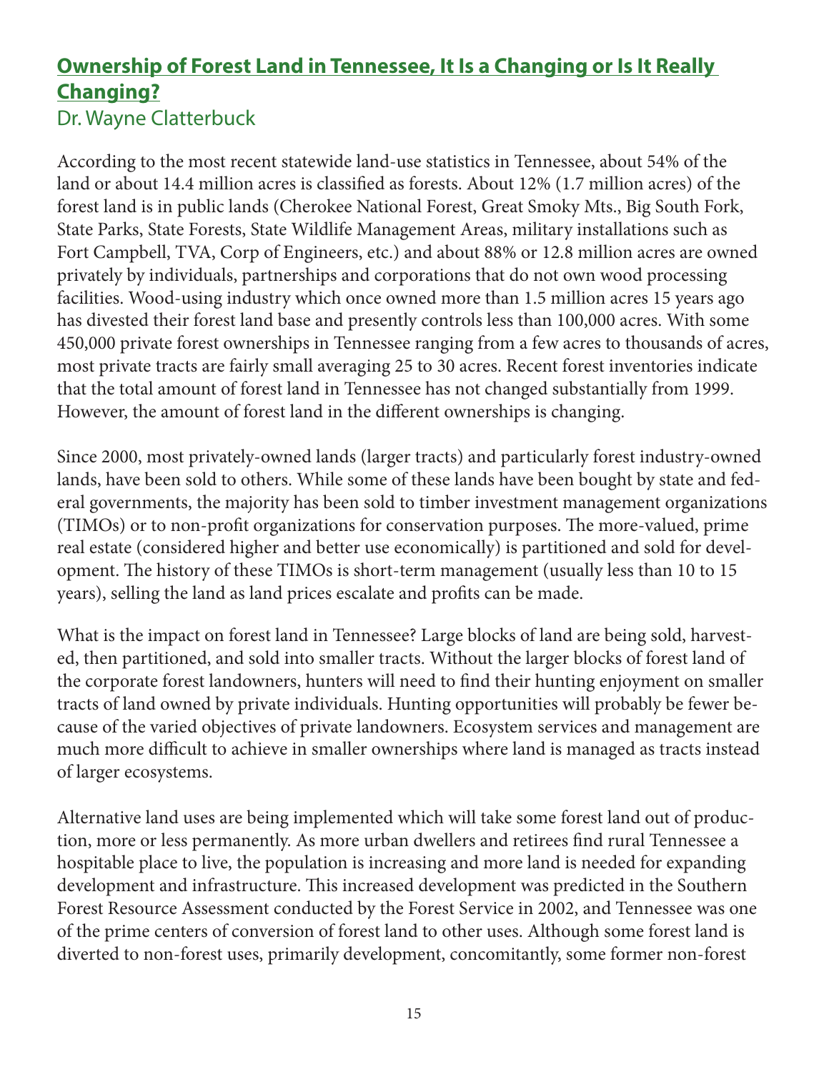## Ownership of Forest Land in Tennessee, It Is a Changing or Is It Really Changing?

Dr. Wayne Clatterbuck

According to the most recent statewide land-use statistics in Tennessee, about 54% of the land or about 14.4 million acres is classified as forests. About 12% (1.7 million acres) of the forest land is in public lands (Cherokee National Forest, Great Smoky Mts., Big South Fork, State Parks, State Forests, State Wildlife Management Areas, military installations such as Fort Campbell, TVA, Corp of Engineers, etc.) and about 88% or 12.8 million acres are owned privately by individuals, partnerships and corporations that do not own wood processing facilities. Wood-using industry which once owned more than 1.5 million acres 15 years ago has divested their forest land base and presently controls less than 100,000 acres. With some 450,000 private forest ownerships in Tennessee ranging from a few acres to thousands of acres, most private tracts are fairly small averaging 25 to 30 acres. Recent forest inventories indicate that the total amount of forest land in Tennessee has not changed substantially from 1999. However, the amount of forest land in the different ownerships is changing.

Since 2000, most privately-owned lands (larger tracts) and particularly forest industry-owned lands, have been sold to others. While some of these lands have been bought by state and federal governments, the majority has been sold to timber investment management organizations (TIMOs) or to non-profit organizations for conservation purposes. The more-valued, prime real estate (considered higher and better use economically) is partitioned and sold for development. The history of these TIMOs is short-term management (usually less than 10 to 15 years), selling the land as land prices escalate and profits can be made.

What is the impact on forest land in Tennessee? Large blocks of land are being sold, harvested, then partitioned, and sold into smaller tracts. Without the larger blocks of forest land of the corporate forest landowners, hunters will need to find their hunting enjoyment on smaller tracts of land owned by private individuals. Hunting opportunities will probably be fewer because of the varied objectives of private landowners. Ecosystem services and management are much more difficult to achieve in smaller ownerships where land is managed as tracts instead of larger ecosystems.

Alternative land uses are being implemented which will take some forest land out of production, more or less permanently. As more urban dwellers and retirees find rural Tennessee a hospitable place to live, the population is increasing and more land is needed for expanding development and infrastructure. This increased development was predicted in the Southern Forest Resource Assessment conducted by the Forest Service in 2002, and Tennessee was one of the prime centers of conversion of forest land to other uses. Although some forest land is diverted to non-forest uses, primarily development, concomitantly, some former non-forest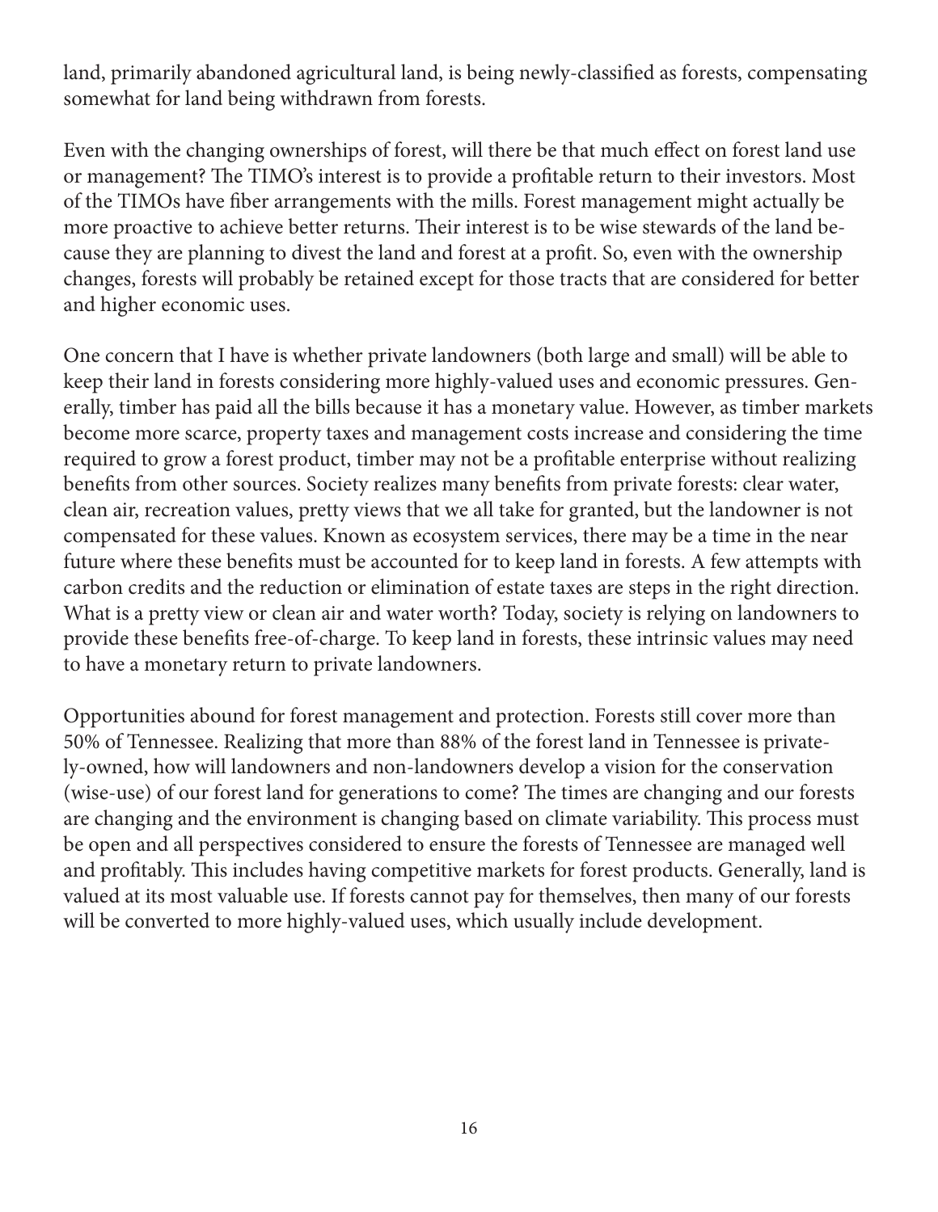land, primarily abandoned agricultural land, is being newly-classified as forests, compensating somewhat for land being withdrawn from forests.

Even with the changing ownerships of forest, will there be that much effect on forest land use or management? The TIMO's interest is to provide a profitable return to their investors. Most of the TIMOs have fiber arrangements with the mills. Forest management might actually be more proactive to achieve better returns. Their interest is to be wise stewards of the land because they are planning to divest the land and forest at a profit. So, even with the ownership changes, forests will probably be retained except for those tracts that are considered for better and higher economic uses.

One concern that I have is whether private landowners (both large and small) will be able to keep their land in forests considering more highly-valued uses and economic pressures. Generally, timber has paid all the bills because it has a monetary value. However, as timber markets become more scarce, property taxes and management costs increase and considering the time required to grow a forest product, timber may not be a profitable enterprise without realizing benefits from other sources. Society realizes many benefits from private forests: clear water, clean air, recreation values, pretty views that we all take for granted, but the landowner is not compensated for these values. Known as ecosystem services, there may be a time in the near future where these benefits must be accounted for to keep land in forests. A few attempts with carbon credits and the reduction or elimination of estate taxes are steps in the right direction. What is a pretty view or clean air and water worth? Today, society is relying on landowners to provide these benefits free-of-charge. To keep land in forests, these intrinsic values may need to have a monetary return to private landowners.

Opportunities abound for forest management and protection. Forests still cover more than 50% of Tennessee. Realizing that more than 88% of the forest land in Tennessee is privately-owned, how will landowners and non-landowners develop a vision for the conservation (wise-use) of our forest land for generations to come? The times are changing and our forests are changing and the environment is changing based on climate variability. This process must be open and all perspectives considered to ensure the forests of Tennessee are managed well and profitably. This includes having competitive markets for forest products. Generally, land is valued at its most valuable use. If forests cannot pay for themselves, then many of our forests will be converted to more highly-valued uses, which usually include development.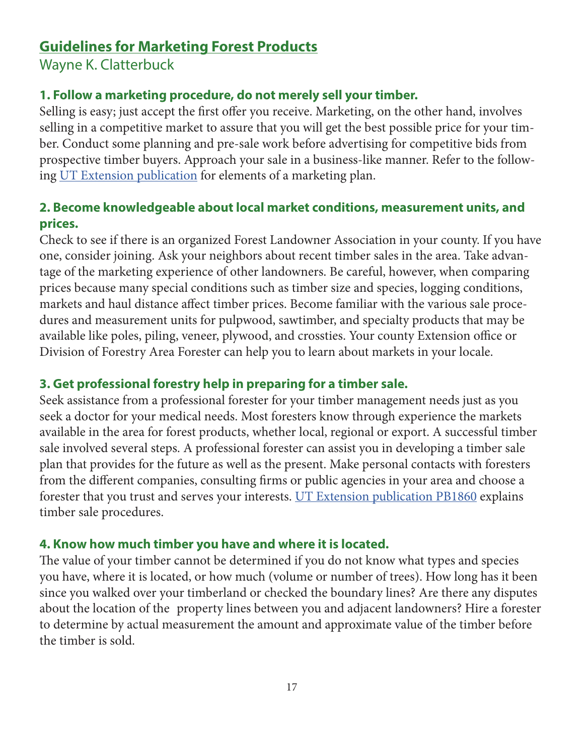## Guidelines for Marketing Forest Products

Wayne K. Clatterbuck

### 1. Follow a marketing procedure, do not merely sell your timber.

Selling is easy; just accept the first offer you receive. Marketing, on the other hand, involves selling in a competitive market to assure that you will get the best possible price for your timber. Conduct some planning and pre-sale work before advertising for competitive bids from prospective timber buyers. Approach your sale in a business-like manner. Refer to the following UT Extension publication for elements of a marketing plan.

### 2. Become knowledgeable about local market conditions, measurement units, and prices.

Check to see if there is an organized Forest Landowner Association in your county. If you have one, consider joining. Ask your neighbors about recent timber sales in the area. Take advantage of the marketing experience of other landowners. Be careful, however, when comparing prices because many special conditions such as timber size and species, logging conditions, markets and haul distance affect timber prices. Become familiar with the various sale procedures and measurement units for pulpwood, sawtimber, and specialty products that may be available like poles, piling, veneer, plywood, and crossties. Your county Extension office or Division of Forestry Area Forester can help you to learn about markets in your locale.

### 3. Get professional forestry help in preparing for a timber sale.

Seek assistance from a professional forester for your timber management needs just as you seek a doctor for your medical needs. Most foresters know through experience the markets available in the area for forest products, whether local, regional or export. A successful timber sale involved several steps. A professional forester can assist you in developing a timber sale plan that provides for the future as well as the present. Make personal contacts with foresters from the different companies, consulting firms or public agencies in your area and choose a forester that you trust and serves your interests. UT Extension publication PB1860 explains timber sale procedures.

### 4. Know how much timber you have and where it is located.

The value of your timber cannot be determined if you do not know what types and species you have, where it is located, or how much (volume or number of trees). How long has it been since you walked over your timberland or checked the boundary lines? Are there any disputes about the location of the property lines between you and adjacent landowners? Hire a forester to determine by actual measurement the amount and approximate value of the timber before the timber is sold.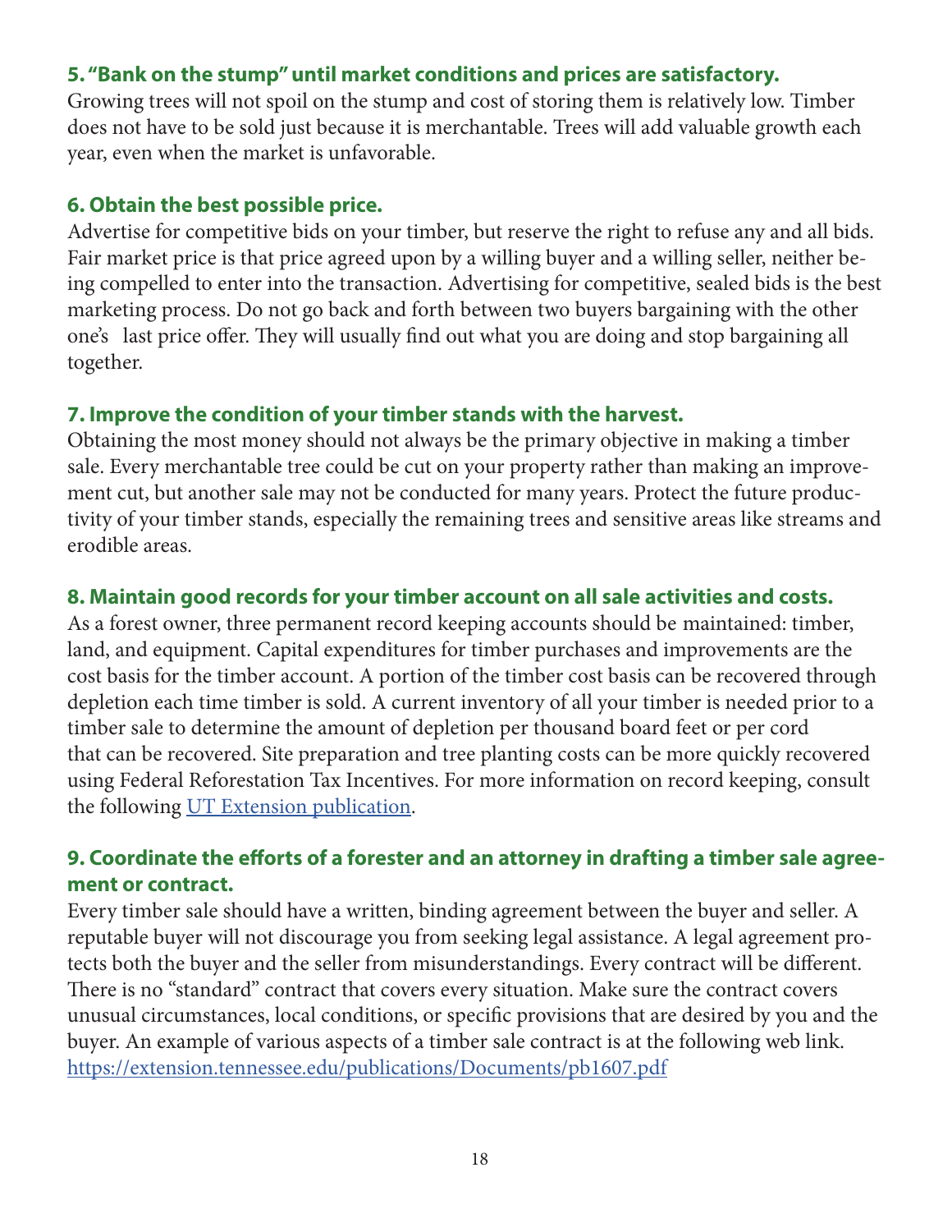### 5. "Bank on the stump" until market conditions and prices are satisfactory.

Growing trees will not spoil on the stump and cost of storing them is relatively low. Timber does not have to be sold just because it is merchantable. Trees will add valuable growth each year, even when the market is unfavorable.

### 6. Obtain the best possible price.

Advertise for competitive bids on your timber, but reserve the right to refuse any and all bids. Fair market price is that price agreed upon by a willing buyer and a willing seller, neither being compelled to enter into the transaction. Advertising for competitive, sealed bids is the best marketing process. Do not go back and forth between two buyers bargaining with the other one's last price offer. They will usually find out what you are doing and stop bargaining all together.

### 7. Improve the condition of your timber stands with the harvest.

Obtaining the most money should not always be the primary objective in making a timber sale. Every merchantable tree could be cut on your property rather than making an improvement cut, but another sale may not be conducted for many years. Protect the future productivity of your timber stands, especially the remaining trees and sensitive areas like streams and erodible areas.

### 8. Maintain good records for your timber account on all sale activities and costs.

As a forest owner, three permanent record keeping accounts should be maintained: timber, land, and equipment. Capital expenditures for timber purchases and improvements are the cost basis for the timber account. A portion of the timber cost basis can be recovered through depletion each time timber is sold. A current inventory of all your timber is needed prior to a timber sale to determine the amount of depletion per thousand board feet or per cord that can be recovered. Site preparation and tree planting costs can be more quickly recovered using Federal Reforestation Tax Incentives. For more information on record keeping, consult the following UT Extension publication.

### 9. Coordinate the efforts of a forester and an attorney in drafting a timber sale agreement or contract.

Every timber sale should have a written, binding agreement between the buyer and seller. A reputable buyer will not discourage you from seeking legal assistance. A legal agreement protects both the buyer and the seller from misunderstandings. Every contract will be different. There is no "standard" contract that covers every situation. Make sure the contract covers unusual circumstances, local conditions, or specific provisions that are desired by you and the buyer. An example of various aspects of a timber sale contract is at the following web link. https://extension.tennessee.edu/publications/Documents/pb1607.pdf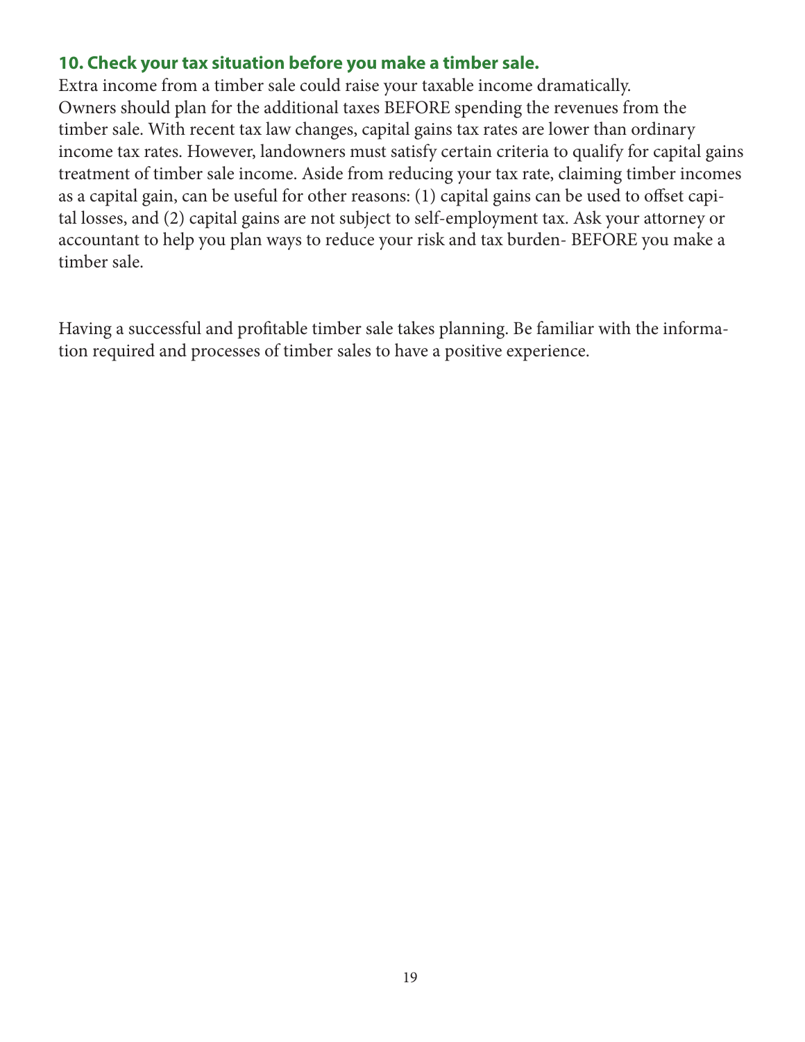### 10. Check your tax situation before you make a timber sale.

Extra income from a timber sale could raise your taxable income dramatically. Owners should plan for the additional taxes BEFORE spending the revenues from the timber sale. With recent tax law changes, capital gains tax rates are lower than ordinary income tax rates. However, landowners must satisfy certain criteria to qualify for capital gains treatment of timber sale income. Aside from reducing your tax rate, claiming timber incomes as a capital gain, can be useful for other reasons: (1) capital gains can be used to offset capital losses, and (2) capital gains are not subject to self-employment tax. Ask your attorney or accountant to help you plan ways to reduce your risk and tax burden- BEFORE you make a timber sale.

Having a successful and profitable timber sale takes planning. Be familiar with the information required and processes of timber sales to have a positive experience.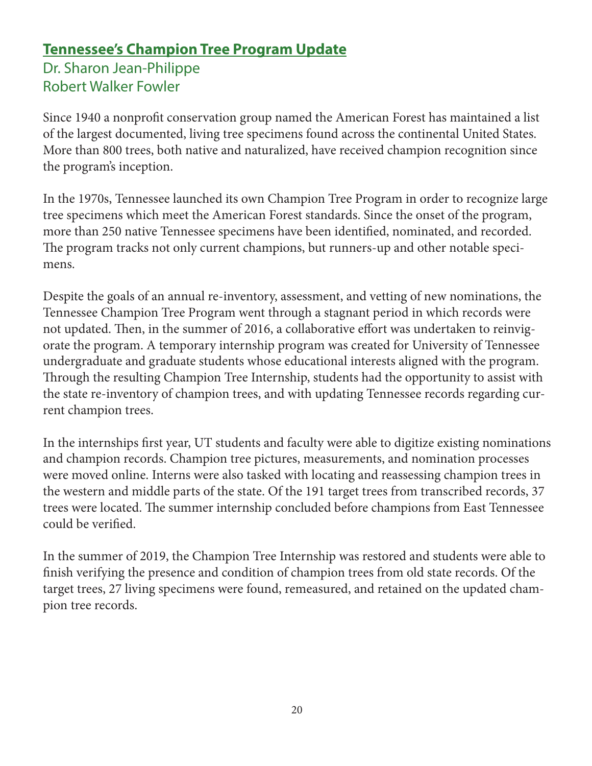## Tennessee's Champion Tree Program Update

Dr. Sharon Jean-Philippe
Robert Walker Fowler

Since 1940 a nonprofit conservation group named the American Forest has maintained a list of the largest documented, living tree specimens found across the continental United States. More than 800 trees, both native and naturalized, have received champion recognition since the program's inception.

In the 1970s, Tennessee launched its own Champion Tree Program in order to recognize large tree specimens which meet the American Forest standards. Since the onset of the program, more than 250 native Tennessee specimens have been identified, nominated, and recorded. The program tracks not only current champions, but runners-up and other notable specimens.

Despite the goals of an annual re-inventory, assessment, and vetting of new nominations, the Tennessee Champion Tree Program went through a stagnant period in which records were not updated. Then, in the summer of 2016, a collaborative effort was undertaken to reinvigorate the program. A temporary internship program was created for University of Tennessee undergraduate and graduate students whose educational interests aligned with the program. Through the resulting Champion Tree Internship, students had the opportunity to assist with the state re-inventory of champion trees, and with updating Tennessee records regarding current champion trees.

In the internships first year, UT students and faculty were able to digitize existing nominations and champion records. Champion tree pictures, measurements, and nomination processes were moved online. Interns were also tasked with locating and reassessing champion trees in the western and middle parts of the state. Of the 191 target trees from transcribed records, 37 trees were located. The summer internship concluded before champions from East Tennessee could be verified.

In the summer of 2019, the Champion Tree Internship was restored and students were able to finish verifying the presence and condition of champion trees from old state records. Of the target trees, 27 living specimens were found, remeasured, and retained on the updated champion tree records.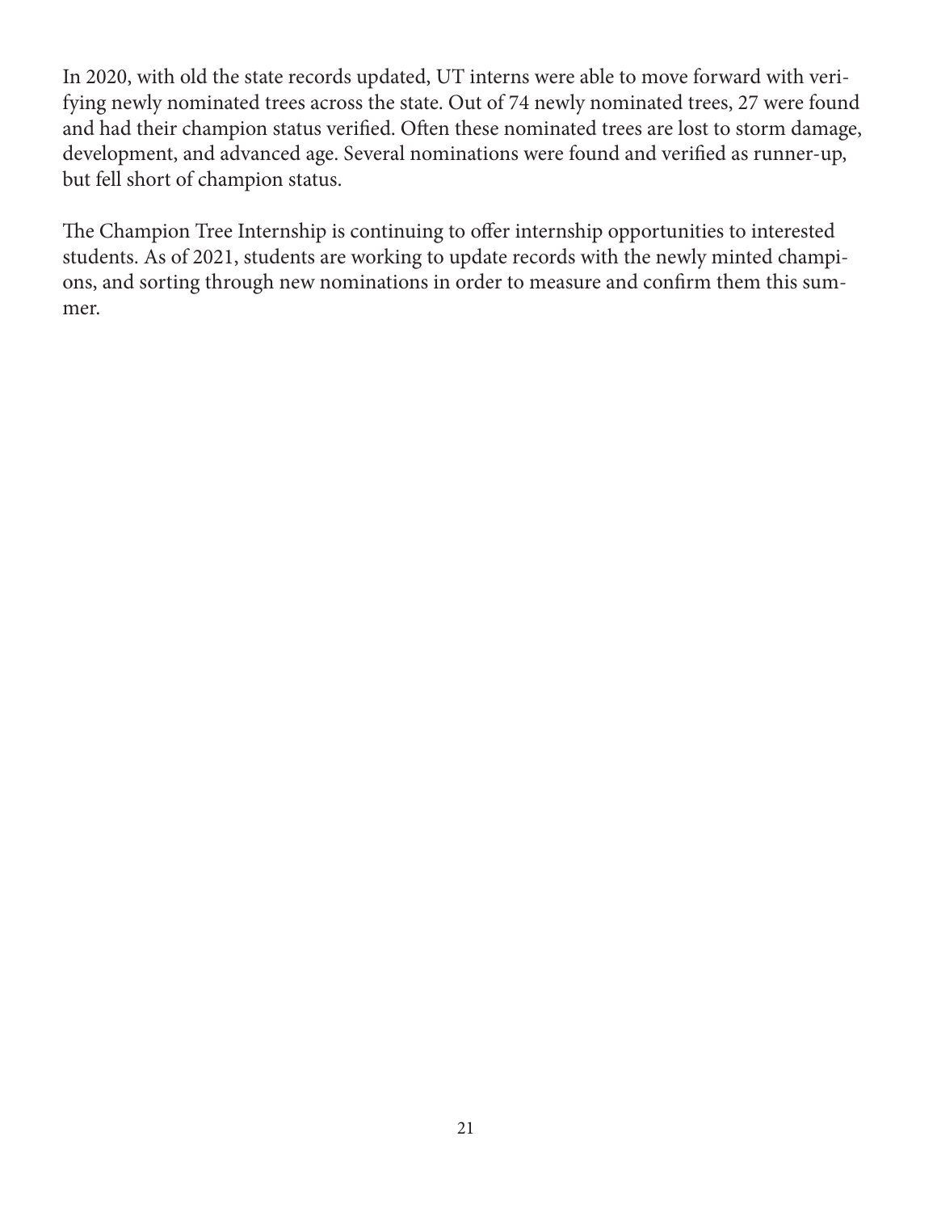In 2020, with old the state records updated, UT interns were able to move forward with verifying newly nominated trees across the state. Out of 74 newly nominated trees, 27 were found and had their champion status verified. Often these nominated trees are lost to storm damage, development, and advanced age. Several nominations were found and verified as runner-up, but fell short of champion status.

The Champion Tree Internship is continuing to offer internship opportunities to interested students. As of 2021, students are working to update records with the newly minted champions, and sorting through new nominations in order to measure and confirm them this summer.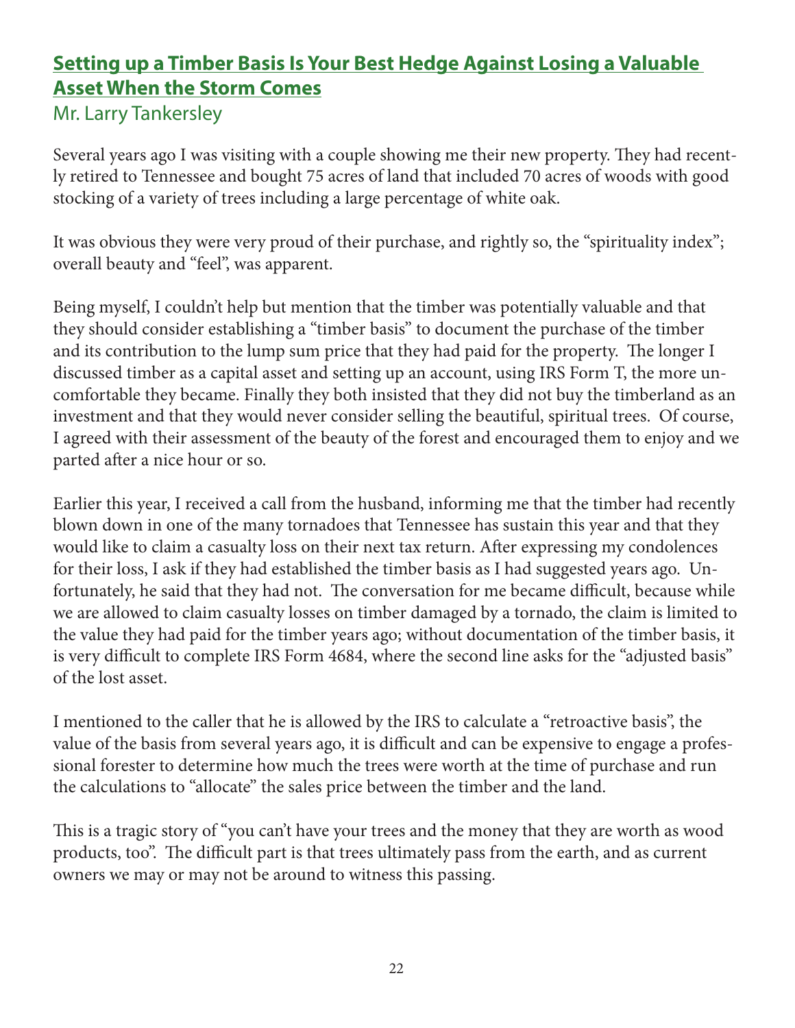## Setting up a Timber Basis Is Your Best Hedge Against Losing a Valuable Asset When the Storm Comes

Mr. Larry Tankersley

Several years ago I was visiting with a couple showing me their new property. They had recently retired to Tennessee and bought 75 acres of land that included 70 acres of woods with good stocking of a variety of trees including a large percentage of white oak.

It was obvious they were very proud of their purchase, and rightly so, the "spirituality index"; overall beauty and "feel", was apparent.

Being myself, I couldn't help but mention that the timber was potentially valuable and that they should consider establishing a "timber basis" to document the purchase of the timber and its contribution to the lump sum price that they had paid for the property. The longer I discussed timber as a capital asset and setting up an account, using IRS Form T, the more uncomfortable they became. Finally they both insisted that they did not buy the timberland as an investment and that they would never consider selling the beautiful, spiritual trees. Of course, I agreed with their assessment of the beauty of the forest and encouraged them to enjoy and we parted after a nice hour or so.

Earlier this year, I received a call from the husband, informing me that the timber had recently blown down in one of the many tornadoes that Tennessee has sustain this year and that they would like to claim a casualty loss on their next tax return. After expressing my condolences for their loss, I ask if they had established the timber basis as I had suggested years ago. Unfortunately, he said that they had not. The conversation for me became difficult, because while we are allowed to claim casualty losses on timber damaged by a tornado, the claim is limited to the value they had paid for the timber years ago; without documentation of the timber basis, it is very difficult to complete IRS Form 4684, where the second line asks for the "adjusted basis" of the lost asset.

I mentioned to the caller that he is allowed by the IRS to calculate a "retroactive basis", the value of the basis from several years ago, it is difficult and can be expensive to engage a professional forester to determine how much the trees were worth at the time of purchase and run the calculations to "allocate" the sales price between the timber and the land.

This is a tragic story of "you can't have your trees and the money that they are worth as wood products, too". The difficult part is that trees ultimately pass from the earth, and as current owners we may or may not be around to witness this passing.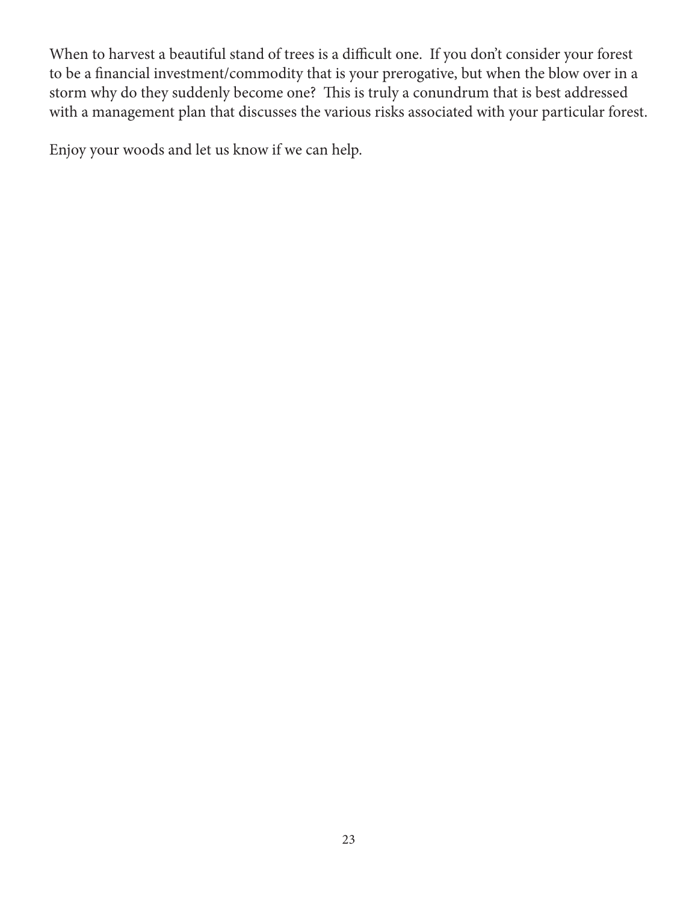When to harvest a beautiful stand of trees is a difficult one. If you don't consider your forest to be a financial investment/commodity that is your prerogative, but when the blow over in a storm why do they suddenly become one? This is truly a conundrum that is best addressed with a management plan that discusses the various risks associated with your particular forest.

Enjoy your woods and let us know if we can help.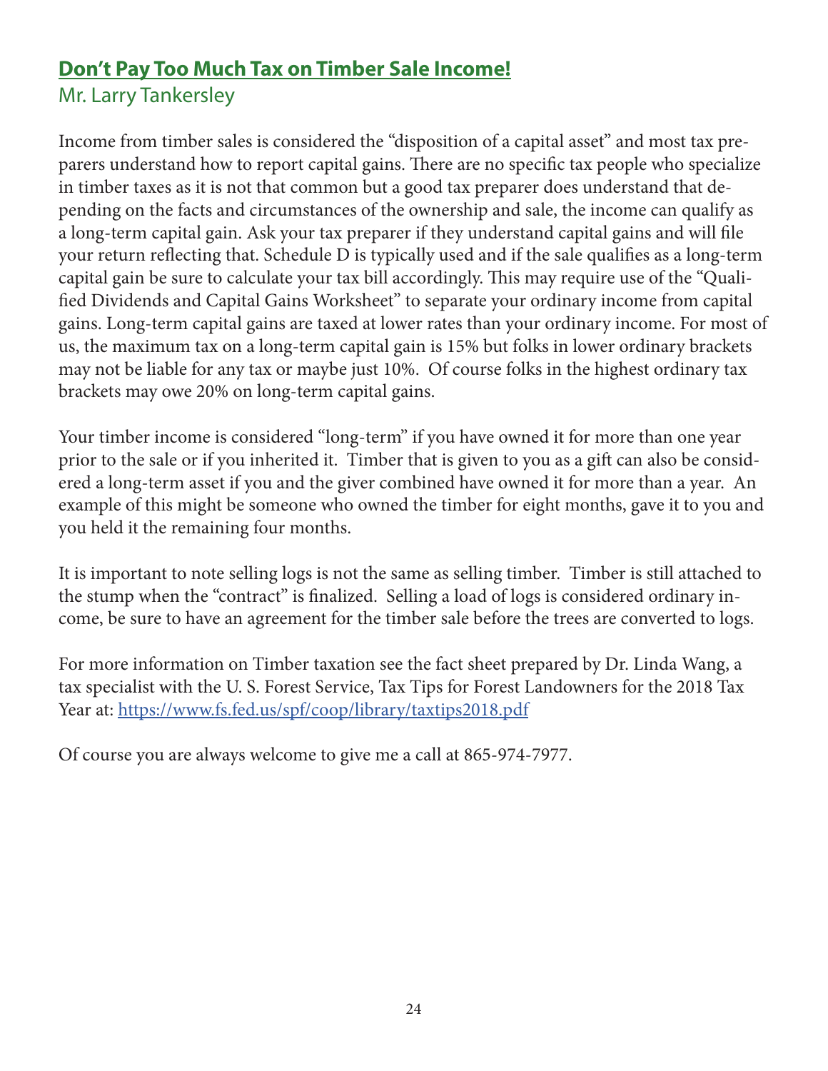## Don't Pay Too Much Tax on Timber Sale Income!

Mr. Larry Tankersley

Income from timber sales is considered the "disposition of a capital asset" and most tax preparers understand how to report capital gains. There are no specific tax people who specialize in timber taxes as it is not that common but a good tax preparer does understand that depending on the facts and circumstances of the ownership and sale, the income can qualify as a long-term capital gain. Ask your tax preparer if they understand capital gains and will file your return reflecting that. Schedule D is typically used and if the sale qualifies as a long-term capital gain be sure to calculate your tax bill accordingly. This may require use of the "Qualified Dividends and Capital Gains Worksheet" to separate your ordinary income from capital gains. Long-term capital gains are taxed at lower rates than your ordinary income. For most of us, the maximum tax on a long-term capital gain is 15% but folks in lower ordinary brackets may not be liable for any tax or maybe just 10%. Of course folks in the highest ordinary tax brackets may owe 20% on long-term capital gains.

Your timber income is considered "long-term" if you have owned it for more than one year prior to the sale or if you inherited it. Timber that is given to you as a gift can also be considered a long-term asset if you and the giver combined have owned it for more than a year. An example of this might be someone who owned the timber for eight months, gave it to you and you held it the remaining four months.

It is important to note selling logs is not the same as selling timber. Timber is still attached to the stump when the "contract" is finalized. Selling a load of logs is considered ordinary income, be sure to have an agreement for the timber sale before the trees are converted to logs.

For more information on Timber taxation see the fact sheet prepared by Dr. Linda Wang, a tax specialist with the U. S. Forest Service, Tax Tips for Forest Landowners for the 2018 Tax Year at: https://www.fs.fed.us/spf/coop/library/taxtips2018.pdf

Of course you are always welcome to give me a call at 865-974-7977.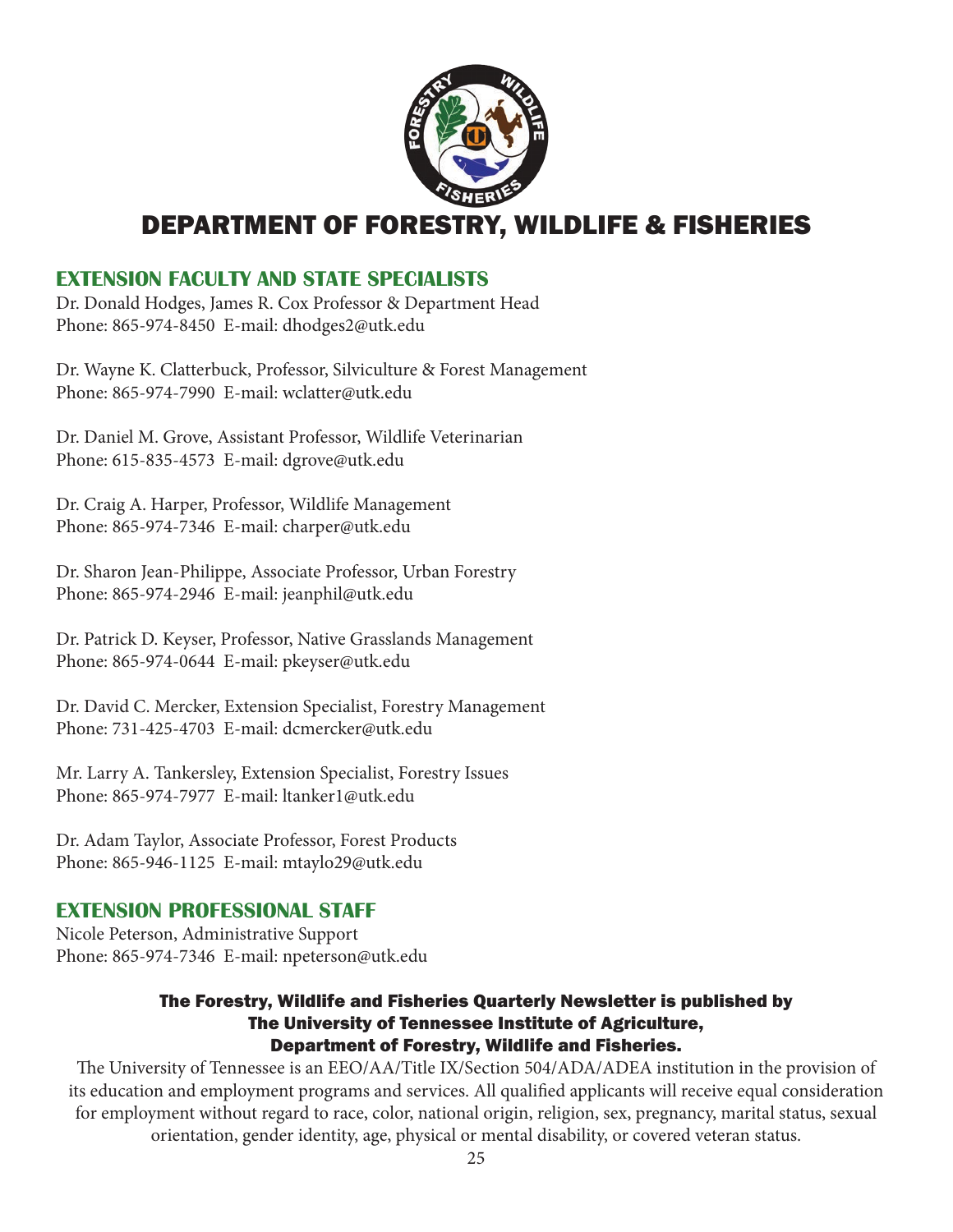# DEPARTMENT OF FORESTRY, WILDLIFE & FISHERIES

## EXTENSION FACULTY AND STATE SPECIALISTS

Dr. Donald Hodges, James R. Cox Professor & Department Head
Phone: 865-974-8450 E-mail: dhodges2@utk.edu

Dr. Wayne K. Clatterbuck, Professor, Silviculture & Forest Management
Phone: 865-974-7990 E-mail: wclatter@utk.edu

Dr. Daniel M. Grove, Assistant Professor, Wildlife Veterinarian
Phone: 615-835-4573 E-mail: dgrove@utk.edu

Dr. Craig A. Harper, Professor, Wildlife Management
Phone: 865-974-7346 E-mail: charper@utk.edu

Dr. Sharon Jean-Philippe, Associate Professor, Urban Forestry
Phone: 865-974-2946 E-mail: jeanphil@utk.edu

Dr. Patrick D. Keyser, Professor, Native Grasslands Management
Phone: 865-974-0644 E-mail: pkeyser@utk.edu

Dr. David C. Mercker, Extension Specialist, Forestry Management
Phone: 731-425-4703 E-mail: dcmercker@utk.edu

Mr. Larry A. Tankersley, Extension Specialist, Forestry Issues
Phone: 865-974-7977 E-mail: ltanker1@utk.edu

Dr. Adam Taylor, Associate Professor, Forest Products
Phone: 865-946-1125 E-mail: mtaylo29@utk.edu

## EXTENSION PROFESSIONAL STAFF

Nicole Peterson, Administrative Support
Phone: 865-974-7346 E-mail: npeterson@utk.edu

**The Forestry, Wildlife and Fisheries Quarterly Newsletter is published by The University of Tennessee Institute of Agriculture, Department of Forestry, Wildlife and Fisheries.**

The University of Tennessee is an EEO/AA/Title IX/Section 504/ADA/ADEA institution in the provision of its education and employment programs and services. All qualified applicants will receive equal consideration for employment without regard to race, color, national origin, religion, sex, pregnancy, marital status, sexual orientation, gender identity, age, physical or mental disability, or covered veteran status.